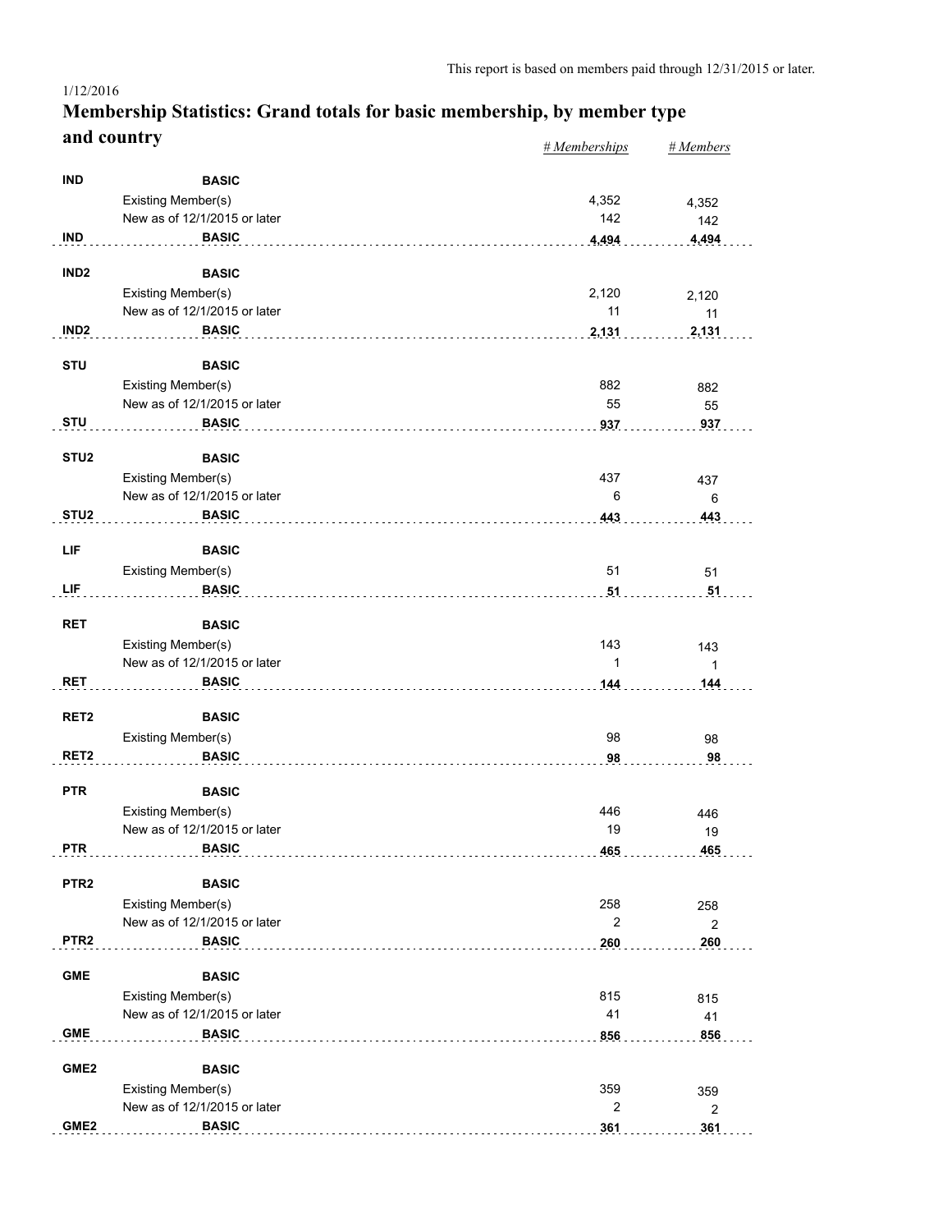This report is based on members paid through 12/31/2015 or later.

1/12/2016

# Membership Statistics: Grand totals for basic membership, by member type and country

| | | # Memberships | # Members |
|---|---|---|---|
| **IND** | **BASIC** | | |
| | Existing Member(s) | 4,352 | 4,352 |
| | New as of 12/1/2015 or later | 142 | 142 |
| **IND** | **BASIC** | **4,494** | **4,494** |
| **IND2** | **BASIC** | | |
| | Existing Member(s) | 2,120 | 2,120 |
| | New as of 12/1/2015 or later | 11 | 11 |
| **IND2** | **BASIC** | **2,131** | **2,131** |
| **STU** | **BASIC** | | |
| | Existing Member(s) | 882 | 882 |
| | New as of 12/1/2015 or later | 55 | 55 |
| **STU** | **BASIC** | **937** | **937** |
| **STU2** | **BASIC** | | |
| | Existing Member(s) | 437 | 437 |
| | New as of 12/1/2015 or later | 6 | 6 |
| **STU2** | **BASIC** | **443** | **443** |
| **LIF** | **BASIC** | | |
| | Existing Member(s) | 51 | 51 |
| **LIF** | **BASIC** | **51** | **51** |
| **RET** | **BASIC** | | |
| | Existing Member(s) | 143 | 143 |
| | New as of 12/1/2015 or later | 1 | 1 |
| **RET** | **BASIC** | **144** | **144** |
| **RET2** | **BASIC** | | |
| | Existing Member(s) | 98 | 98 |
| **RET2** | **BASIC** | **98** | **98** |
| **PTR** | **BASIC** | | |
| | Existing Member(s) | 446 | 446 |
| | New as of 12/1/2015 or later | 19 | 19 |
| **PTR** | **BASIC** | **465** | **465** |
| **PTR2** | **BASIC** | | |
| | Existing Member(s) | 258 | 258 |
| | New as of 12/1/2015 or later | 2 | 2 |
| **PTR2** | **BASIC** | **260** | **260** |
| **GME** | **BASIC** | | |
| | Existing Member(s) | 815 | 815 |
| | New as of 12/1/2015 or later | 41 | 41 |
| **GME** | **BASIC** | **856** | **856** |
| **GME2** | **BASIC** | | |
| | Existing Member(s) | 359 | 359 |
| | New as of 12/1/2015 or later | 2 | 2 |
| **GME2** | **BASIC** | **361** | **361** |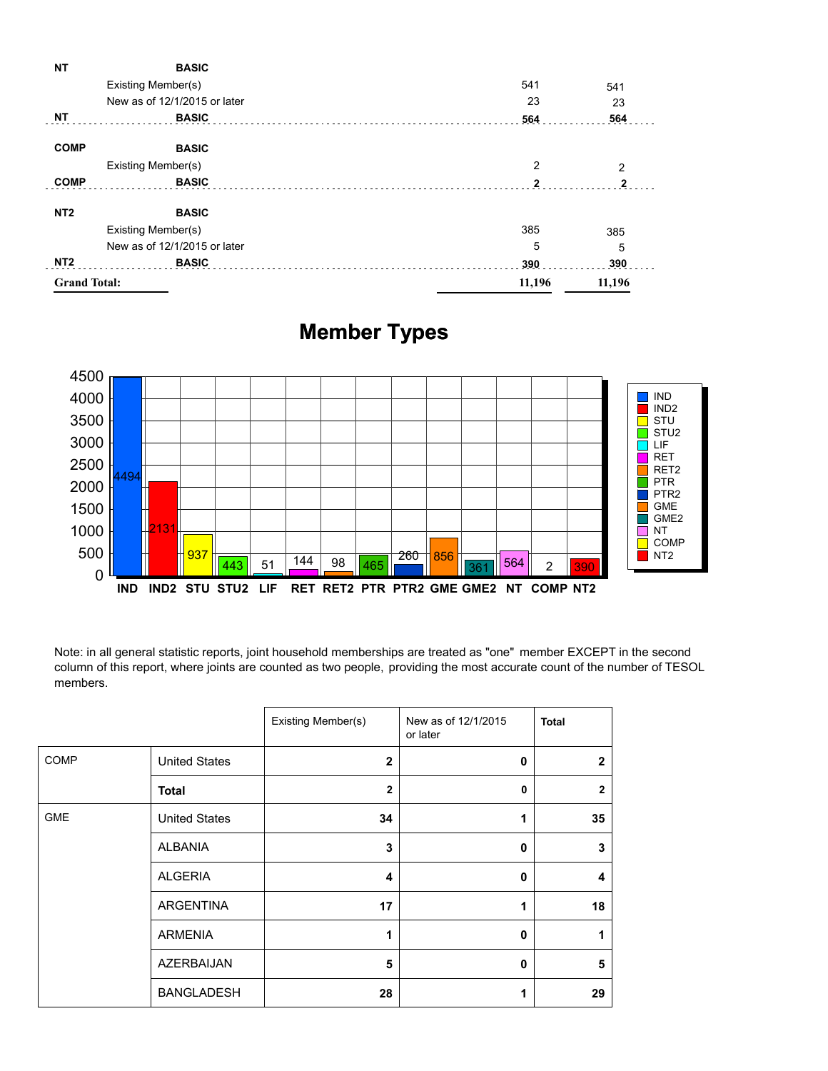| | | | |
|---|---|---|---|
| **NT** | **BASIC** | | |
| | Existing Member(s) | 541 | 541 |
| | New as of 12/1/2015 or later | 23 | 23 |
| **NT** | **BASIC** | **564** | **564** |
| **COMP** | **BASIC** | | |
| | Existing Member(s) | 2 | 2 |
| **COMP** | **BASIC** | **2** | **2** |
| **NT2** | **BASIC** | | |
| | Existing Member(s) | 385 | 385 |
| | New as of 12/1/2015 or later | 5 | 5 |
| **NT2** | **BASIC** | **390** | **390** |
| **Grand Total:** | | **11,196** | **11,196** |

## Member Types

| Type | Count |
|---|---|
| IND | 4494 |
| IND2 | 2131 |
| STU | 937 |
| STU2 | 443 |
| LIF | 51 |
| RET | 144 |
| RET2 | 98 |
| PTR | 465 |
| PTR2 | 260 |
| GME | 856 |
| GME2 | 361 |
| NT | 564 |
| COMP | 2 |
| NT2 | 390 |

Note: in all general statistic reports, joint household memberships are treated as "one" member EXCEPT in the second column of this report, where joints are counted as two people, providing the most accurate count of the number of TESOL members.

| | | Existing Member(s) | New as of 12/1/2015 or later | **Total** |
|---|---|---|---|---|
| COMP | United States | **2** | **0** | **2** |
| | **Total** | **2** | **0** | **2** |
| GME | United States | **34** | **1** | **35** |
| | ALBANIA | **3** | **0** | **3** |
| | ALGERIA | **4** | **0** | **4** |
| | ARGENTINA | **17** | **1** | **18** |
| | ARMENIA | **1** | **0** | **1** |
| | AZERBAIJAN | **5** | **0** | **5** |
| | BANGLADESH | **28** | **1** | **29** |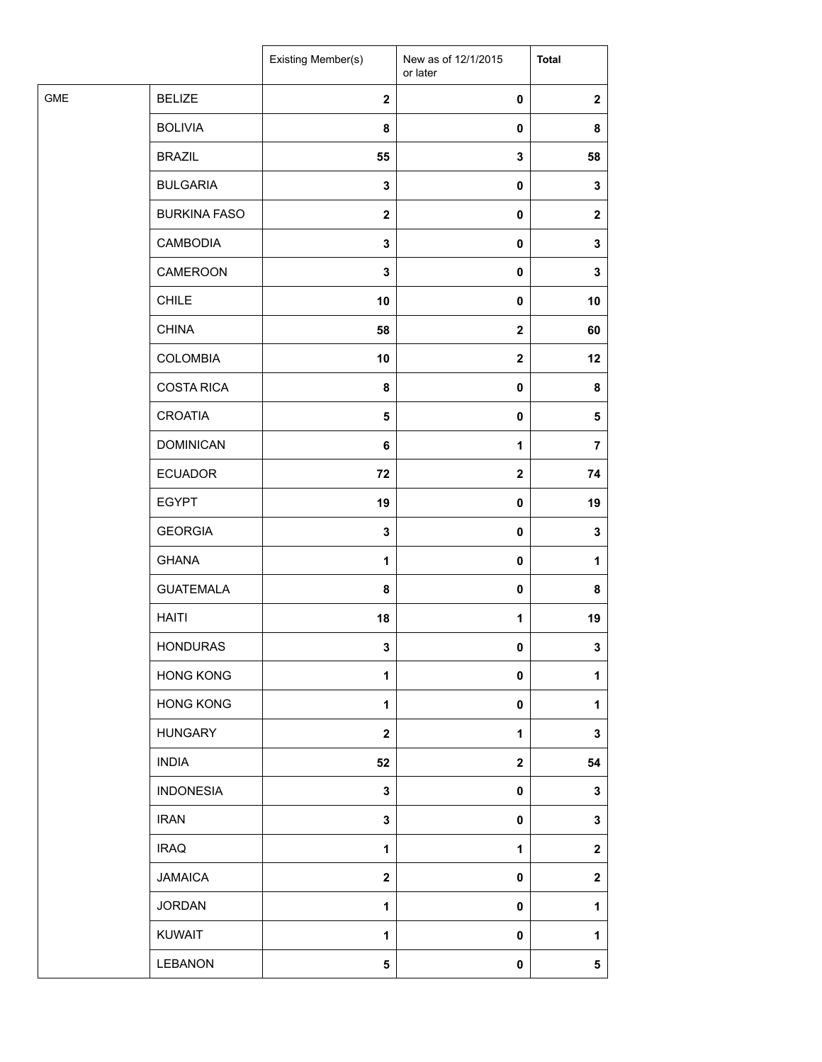| | | Existing Member(s) | New as of 12/1/2015 or later | **Total** |
|---|---|---|---|---|
| GME | BELIZE | **2** | **0** | **2** |
| | BOLIVIA | **8** | **0** | **8** |
| | BRAZIL | **55** | **3** | **58** |
| | BULGARIA | **3** | **0** | **3** |
| | BURKINA FASO | **2** | **0** | **2** |
| | CAMBODIA | **3** | **0** | **3** |
| | CAMEROON | **3** | **0** | **3** |
| | CHILE | **10** | **0** | **10** |
| | CHINA | **58** | **2** | **60** |
| | COLOMBIA | **10** | **2** | **12** |
| | COSTA RICA | **8** | **0** | **8** |
| | CROATIA | **5** | **0** | **5** |
| | DOMINICAN | **6** | **1** | **7** |
| | ECUADOR | **72** | **2** | **74** |
| | EGYPT | **19** | **0** | **19** |
| | GEORGIA | **3** | **0** | **3** |
| | GHANA | **1** | **0** | **1** |
| | GUATEMALA | **8** | **0** | **8** |
| | HAITI | **18** | **1** | **19** |
| | HONDURAS | **3** | **0** | **3** |
| | HONG KONG | **1** | **0** | **1** |
| | HONG KONG | **1** | **0** | **1** |
| | HUNGARY | **2** | **1** | **3** |
| | INDIA | **52** | **2** | **54** |
| | INDONESIA | **3** | **0** | **3** |
| | IRAN | **3** | **0** | **3** |
| | IRAQ | **1** | **1** | **2** |
| | JAMAICA | **2** | **0** | **2** |
| | JORDAN | **1** | **0** | **1** |
| | KUWAIT | **1** | **0** | **1** |
| | LEBANON | **5** | **0** | **5** |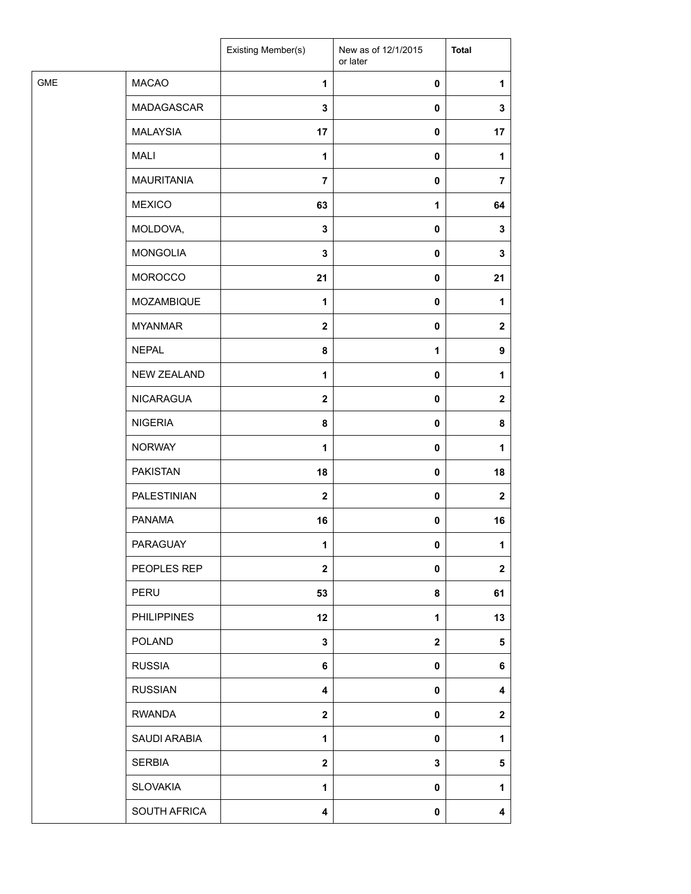| | | Existing Member(s) | New as of 12/1/2015 or later | **Total** |
|---|---|---|---|---|
| GME | MACAO | **1** | **0** | **1** |
| | MADAGASCAR | **3** | **0** | **3** |
| | MALAYSIA | **17** | **0** | **17** |
| | MALI | **1** | **0** | **1** |
| | MAURITANIA | **7** | **0** | **7** |
| | MEXICO | **63** | **1** | **64** |
| | MOLDOVA, | **3** | **0** | **3** |
| | MONGOLIA | **3** | **0** | **3** |
| | MOROCCO | **21** | **0** | **21** |
| | MOZAMBIQUE | **1** | **0** | **1** |
| | MYANMAR | **2** | **0** | **2** |
| | NEPAL | **8** | **1** | **9** |
| | NEW ZEALAND | **1** | **0** | **1** |
| | NICARAGUA | **2** | **0** | **2** |
| | NIGERIA | **8** | **0** | **8** |
| | NORWAY | **1** | **0** | **1** |
| | PAKISTAN | **18** | **0** | **18** |
| | PALESTINIAN | **2** | **0** | **2** |
| | PANAMA | **16** | **0** | **16** |
| | PARAGUAY | **1** | **0** | **1** |
| | PEOPLES REP | **2** | **0** | **2** |
| | PERU | **53** | **8** | **61** |
| | PHILIPPINES | **12** | **1** | **13** |
| | POLAND | **3** | **2** | **5** |
| | RUSSIA | **6** | **0** | **6** |
| | RUSSIAN | **4** | **0** | **4** |
| | RWANDA | **2** | **0** | **2** |
| | SAUDI ARABIA | **1** | **0** | **1** |
| | SERBIA | **2** | **3** | **5** |
| | SLOVAKIA | **1** | **0** | **1** |
| | SOUTH AFRICA | **4** | **0** | **4** |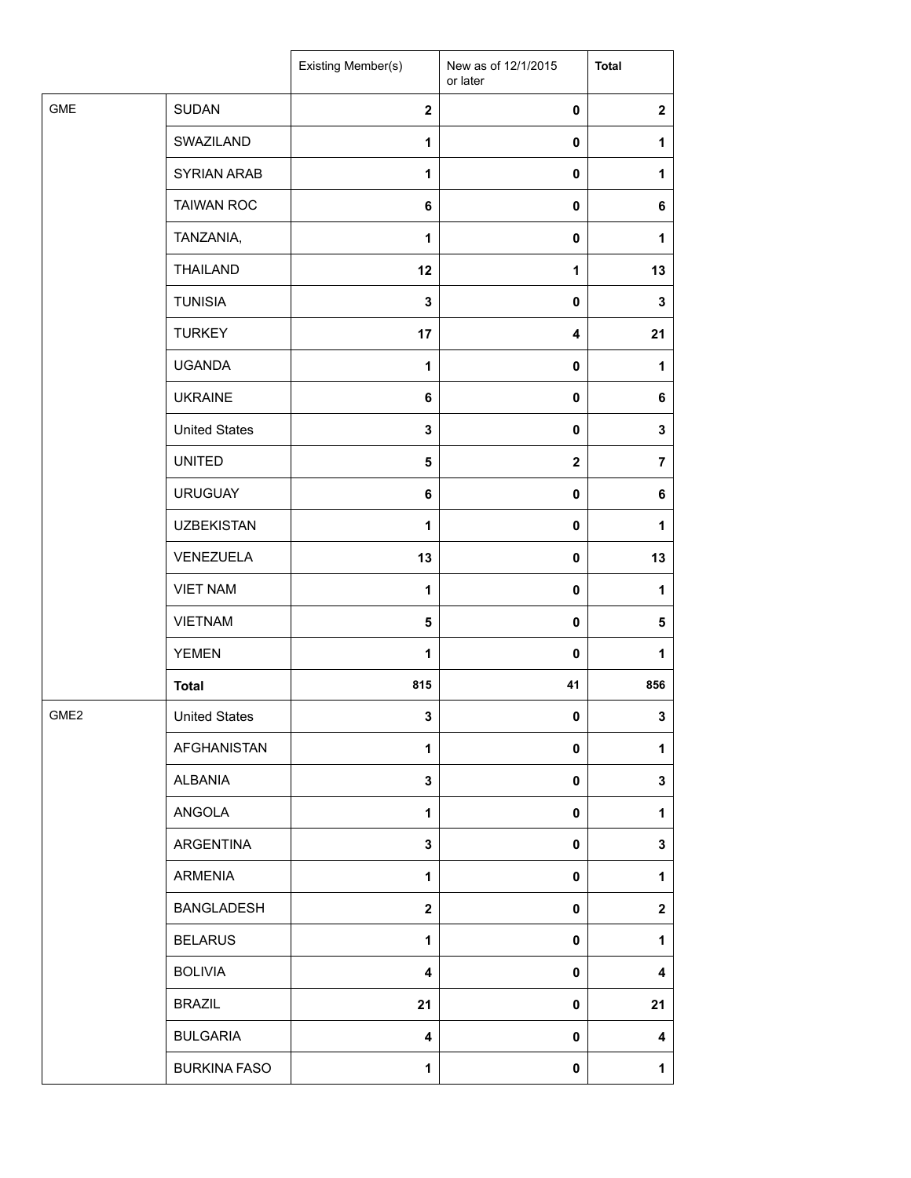| | | Existing Member(s) | New as of 12/1/2015 or later | Total |
|---|---|---|---|---|
| GME | SUDAN | 2 | 0 | 2 |
| | SWAZILAND | 1 | 0 | 1 |
| | SYRIAN ARAB | 1 | 0 | 1 |
| | TAIWAN ROC | 6 | 0 | 6 |
| | TANZANIA, | 1 | 0 | 1 |
| | THAILAND | 12 | 1 | 13 |
| | TUNISIA | 3 | 0 | 3 |
| | TURKEY | 17 | 4 | 21 |
| | UGANDA | 1 | 0 | 1 |
| | UKRAINE | 6 | 0 | 6 |
| | United States | 3 | 0 | 3 |
| | UNITED | 5 | 2 | 7 |
| | URUGUAY | 6 | 0 | 6 |
| | UZBEKISTAN | 1 | 0 | 1 |
| | VENEZUELA | 13 | 0 | 13 |
| | VIET NAM | 1 | 0 | 1 |
| | VIETNAM | 5 | 0 | 5 |
| | YEMEN | 1 | 0 | 1 |
| | **Total** | 815 | 41 | 856 |
| GME2 | United States | 3 | 0 | 3 |
| | AFGHANISTAN | 1 | 0 | 1 |
| | ALBANIA | 3 | 0 | 3 |
| | ANGOLA | 1 | 0 | 1 |
| | ARGENTINA | 3 | 0 | 3 |
| | ARMENIA | 1 | 0 | 1 |
| | BANGLADESH | 2 | 0 | 2 |
| | BELARUS | 1 | 0 | 1 |
| | BOLIVIA | 4 | 0 | 4 |
| | BRAZIL | 21 | 0 | 21 |
| | BULGARIA | 4 | 0 | 4 |
| | BURKINA FASO | 1 | 0 | 1 |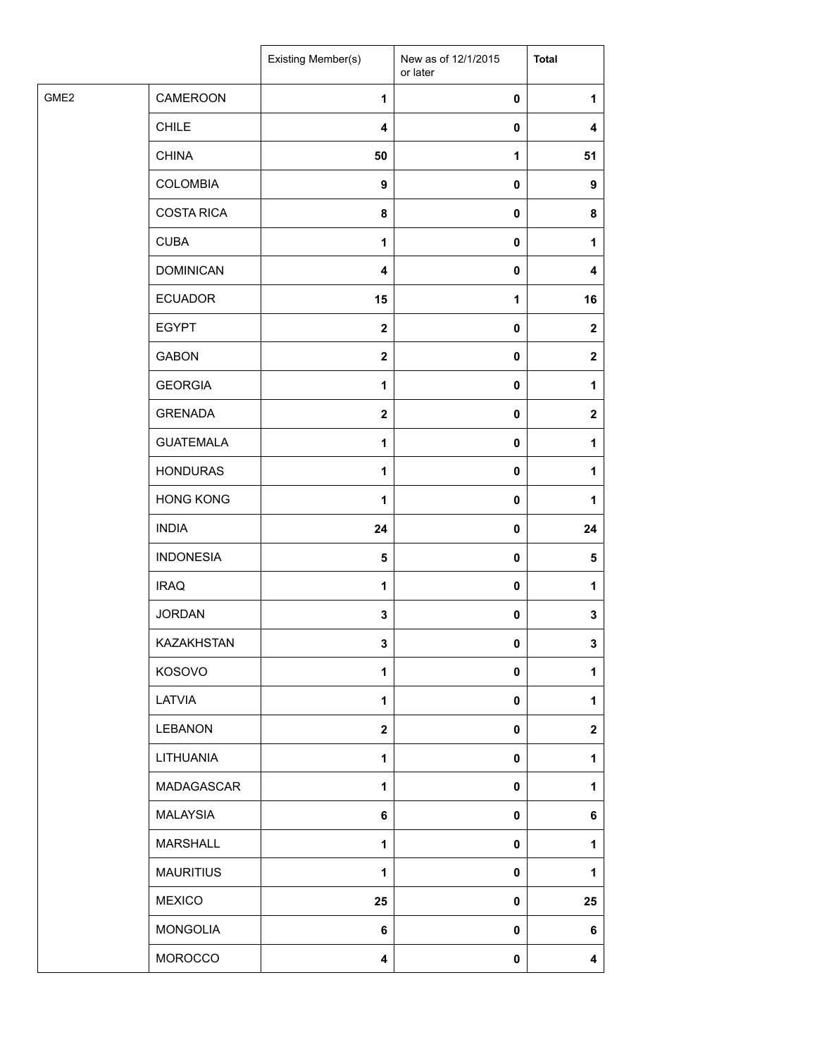| | | Existing Member(s) | New as of 12/1/2015 or later | **Total** |
|---|---|---|---|---|
| GME2 | CAMEROON | **1** | **0** | **1** |
| | CHILE | **4** | **0** | **4** |
| | CHINA | **50** | **1** | **51** |
| | COLOMBIA | **9** | **0** | **9** |
| | COSTA RICA | **8** | **0** | **8** |
| | CUBA | **1** | **0** | **1** |
| | DOMINICAN | **4** | **0** | **4** |
| | ECUADOR | **15** | **1** | **16** |
| | EGYPT | **2** | **0** | **2** |
| | GABON | **2** | **0** | **2** |
| | GEORGIA | **1** | **0** | **1** |
| | GRENADA | **2** | **0** | **2** |
| | GUATEMALA | **1** | **0** | **1** |
| | HONDURAS | **1** | **0** | **1** |
| | HONG KONG | **1** | **0** | **1** |
| | INDIA | **24** | **0** | **24** |
| | INDONESIA | **5** | **0** | **5** |
| | IRAQ | **1** | **0** | **1** |
| | JORDAN | **3** | **0** | **3** |
| | KAZAKHSTAN | **3** | **0** | **3** |
| | KOSOVO | **1** | **0** | **1** |
| | LATVIA | **1** | **0** | **1** |
| | LEBANON | **2** | **0** | **2** |
| | LITHUANIA | **1** | **0** | **1** |
| | MADAGASCAR | **1** | **0** | **1** |
| | MALAYSIA | **6** | **0** | **6** |
| | MARSHALL | **1** | **0** | **1** |
| | MAURITIUS | **1** | **0** | **1** |
| | MEXICO | **25** | **0** | **25** |
| | MONGOLIA | **6** | **0** | **6** |
| | MOROCCO | **4** | **0** | **4** |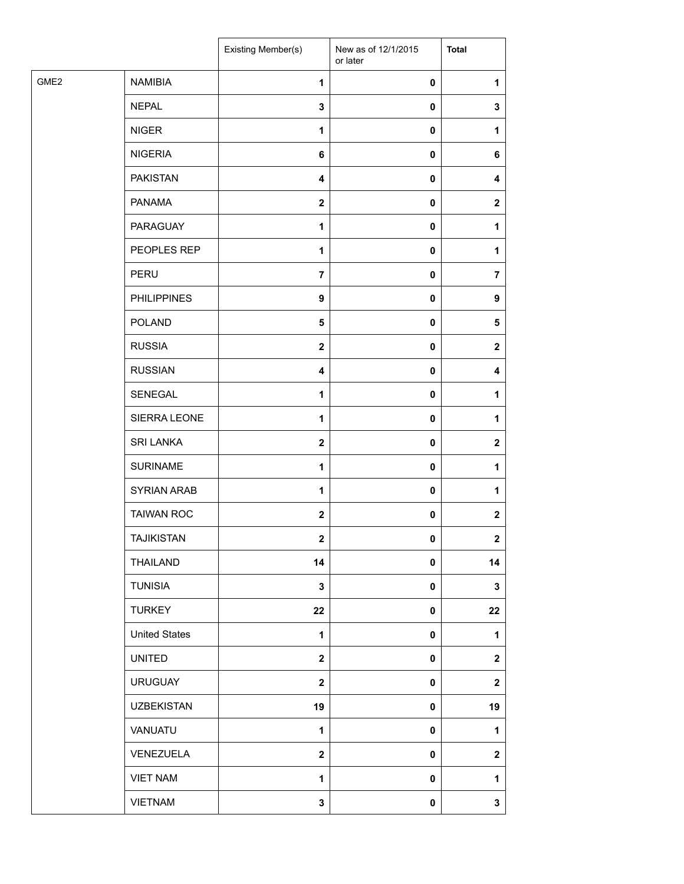| | | Existing Member(s) | New as of 12/1/2015 or later | **Total** |
|---|---|---|---|---|
| GME2 | NAMIBIA | **1** | **0** | **1** |
| | NEPAL | **3** | **0** | **3** |
| | NIGER | **1** | **0** | **1** |
| | NIGERIA | **6** | **0** | **6** |
| | PAKISTAN | **4** | **0** | **4** |
| | PANAMA | **2** | **0** | **2** |
| | PARAGUAY | **1** | **0** | **1** |
| | PEOPLES REP | **1** | **0** | **1** |
| | PERU | **7** | **0** | **7** |
| | PHILIPPINES | **9** | **0** | **9** |
| | POLAND | **5** | **0** | **5** |
| | RUSSIA | **2** | **0** | **2** |
| | RUSSIAN | **4** | **0** | **4** |
| | SENEGAL | **1** | **0** | **1** |
| | SIERRA LEONE | **1** | **0** | **1** |
| | SRI LANKA | **2** | **0** | **2** |
| | SURINAME | **1** | **0** | **1** |
| | SYRIAN ARAB | **1** | **0** | **1** |
| | TAIWAN ROC | **2** | **0** | **2** |
| | TAJIKISTAN | **2** | **0** | **2** |
| | THAILAND | **14** | **0** | **14** |
| | TUNISIA | **3** | **0** | **3** |
| | TURKEY | **22** | **0** | **22** |
| | United States | **1** | **0** | **1** |
| | UNITED | **2** | **0** | **2** |
| | URUGUAY | **2** | **0** | **2** |
| | UZBEKISTAN | **19** | **0** | **19** |
| | VANUATU | **1** | **0** | **1** |
| | VENEZUELA | **2** | **0** | **2** |
| | VIET NAM | **1** | **0** | **1** |
| | VIETNAM | **3** | **0** | **3** |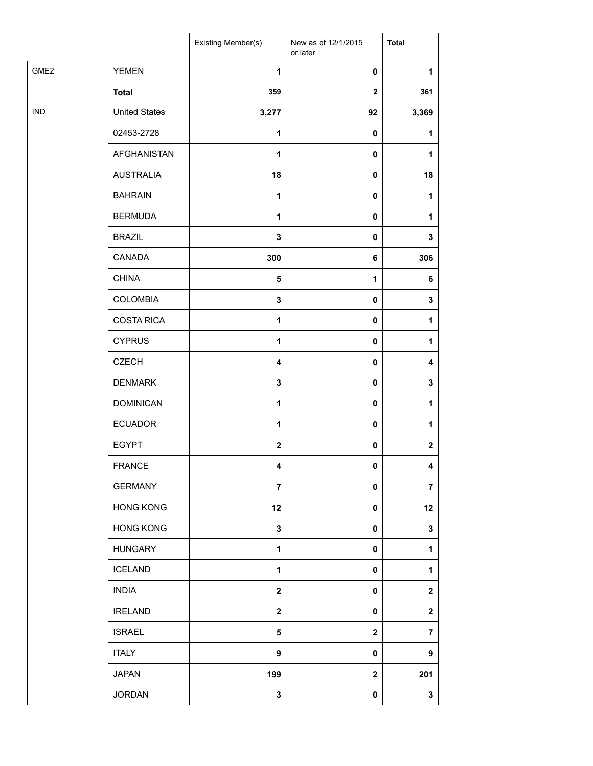| | | Existing Member(s) | New as of 12/1/2015 or later | Total |
|---|---|---|---|---|
| GME2 | YEMEN | 1 | 0 | 1 |
| | **Total** | 359 | 2 | 361 |
| IND | United States | 3,277 | 92 | 3,369 |
| | 02453-2728 | 1 | 0 | 1 |
| | AFGHANISTAN | 1 | 0 | 1 |
| | AUSTRALIA | 18 | 0 | 18 |
| | BAHRAIN | 1 | 0 | 1 |
| | BERMUDA | 1 | 0 | 1 |
| | BRAZIL | 3 | 0 | 3 |
| | CANADA | 300 | 6 | 306 |
| | CHINA | 5 | 1 | 6 |
| | COLOMBIA | 3 | 0 | 3 |
| | COSTA RICA | 1 | 0 | 1 |
| | CYPRUS | 1 | 0 | 1 |
| | CZECH | 4 | 0 | 4 |
| | DENMARK | 3 | 0 | 3 |
| | DOMINICAN | 1 | 0 | 1 |
| | ECUADOR | 1 | 0 | 1 |
| | EGYPT | 2 | 0 | 2 |
| | FRANCE | 4 | 0 | 4 |
| | GERMANY | 7 | 0 | 7 |
| | HONG KONG | 12 | 0 | 12 |
| | HONG KONG | 3 | 0 | 3 |
| | HUNGARY | 1 | 0 | 1 |
| | ICELAND | 1 | 0 | 1 |
| | INDIA | 2 | 0 | 2 |
| | IRELAND | 2 | 0 | 2 |
| | ISRAEL | 5 | 2 | 7 |
| | ITALY | 9 | 0 | 9 |
| | JAPAN | 199 | 2 | 201 |
| | JORDAN | 3 | 0 | 3 |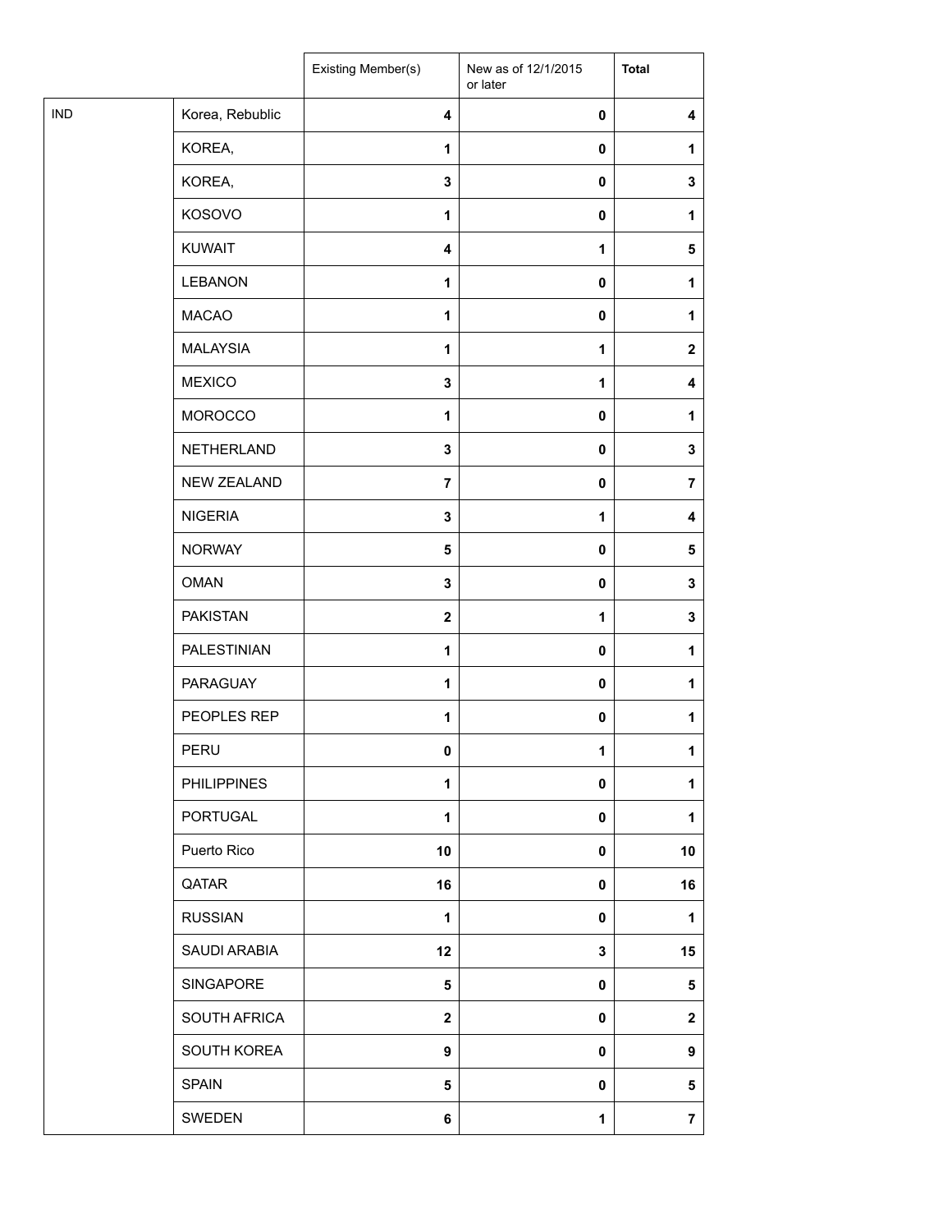| | | Existing Member(s) | New as of 12/1/2015 or later | Total |
|---|---|---|---|---|
| IND | Korea, Rebublic | 4 | 0 | 4 |
| | KOREA, | 1 | 0 | 1 |
| | KOREA, | 3 | 0 | 3 |
| | KOSOVO | 1 | 0 | 1 |
| | KUWAIT | 4 | 1 | 5 |
| | LEBANON | 1 | 0 | 1 |
| | MACAO | 1 | 0 | 1 |
| | MALAYSIA | 1 | 1 | 2 |
| | MEXICO | 3 | 1 | 4 |
| | MOROCCO | 1 | 0 | 1 |
| | NETHERLAND | 3 | 0 | 3 |
| | NEW ZEALAND | 7 | 0 | 7 |
| | NIGERIA | 3 | 1 | 4 |
| | NORWAY | 5 | 0 | 5 |
| | OMAN | 3 | 0 | 3 |
| | PAKISTAN | 2 | 1 | 3 |
| | PALESTINIAN | 1 | 0 | 1 |
| | PARAGUAY | 1 | 0 | 1 |
| | PEOPLES REP | 1 | 0 | 1 |
| | PERU | 0 | 1 | 1 |
| | PHILIPPINES | 1 | 0 | 1 |
| | PORTUGAL | 1 | 0 | 1 |
| | Puerto Rico | 10 | 0 | 10 |
| | QATAR | 16 | 0 | 16 |
| | RUSSIAN | 1 | 0 | 1 |
| | SAUDI ARABIA | 12 | 3 | 15 |
| | SINGAPORE | 5 | 0 | 5 |
| | SOUTH AFRICA | 2 | 0 | 2 |
| | SOUTH KOREA | 9 | 0 | 9 |
| | SPAIN | 5 | 0 | 5 |
| | SWEDEN | 6 | 1 | 7 |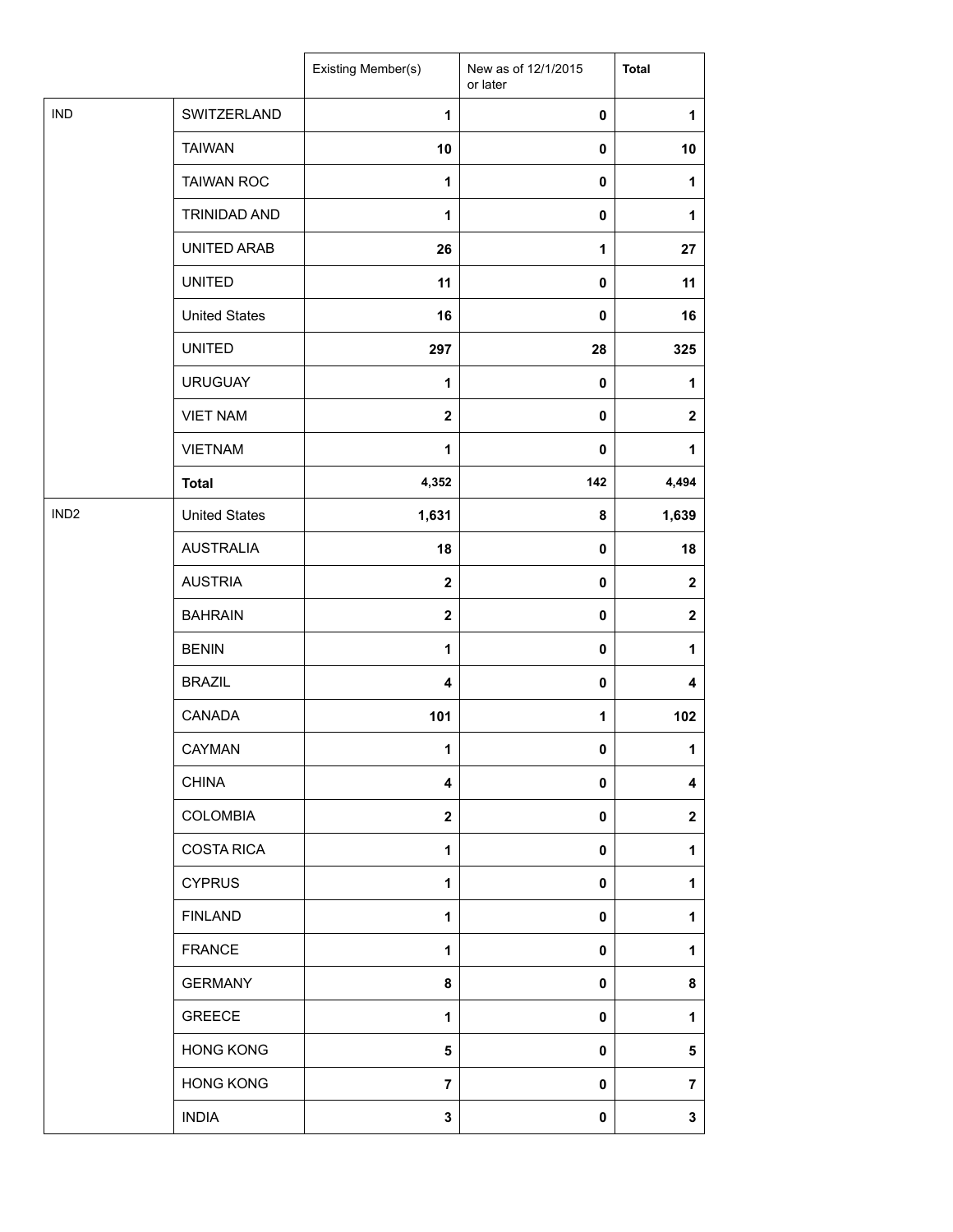| | | Existing Member(s) | New as of 12/1/2015 or later | Total |
|---|---|---|---|---|
| IND | SWITZERLAND | 1 | 0 | 1 |
| | TAIWAN | 10 | 0 | 10 |
| | TAIWAN ROC | 1 | 0 | 1 |
| | TRINIDAD AND | 1 | 0 | 1 |
| | UNITED ARAB | 26 | 1 | 27 |
| | UNITED | 11 | 0 | 11 |
| | United States | 16 | 0 | 16 |
| | UNITED | 297 | 28 | 325 |
| | URUGUAY | 1 | 0 | 1 |
| | VIET NAM | 2 | 0 | 2 |
| | VIETNAM | 1 | 0 | 1 |
| | **Total** | 4,352 | 142 | 4,494 |
| IND2 | United States | 1,631 | 8 | 1,639 |
| | AUSTRALIA | 18 | 0 | 18 |
| | AUSTRIA | 2 | 0 | 2 |
| | BAHRAIN | 2 | 0 | 2 |
| | BENIN | 1 | 0 | 1 |
| | BRAZIL | 4 | 0 | 4 |
| | CANADA | 101 | 1 | 102 |
| | CAYMAN | 1 | 0 | 1 |
| | CHINA | 4 | 0 | 4 |
| | COLOMBIA | 2 | 0 | 2 |
| | COSTA RICA | 1 | 0 | 1 |
| | CYPRUS | 1 | 0 | 1 |
| | FINLAND | 1 | 0 | 1 |
| | FRANCE | 1 | 0 | 1 |
| | GERMANY | 8 | 0 | 8 |
| | GREECE | 1 | 0 | 1 |
| | HONG KONG | 5 | 0 | 5 |
| | HONG KONG | 7 | 0 | 7 |
| | INDIA | 3 | 0 | 3 |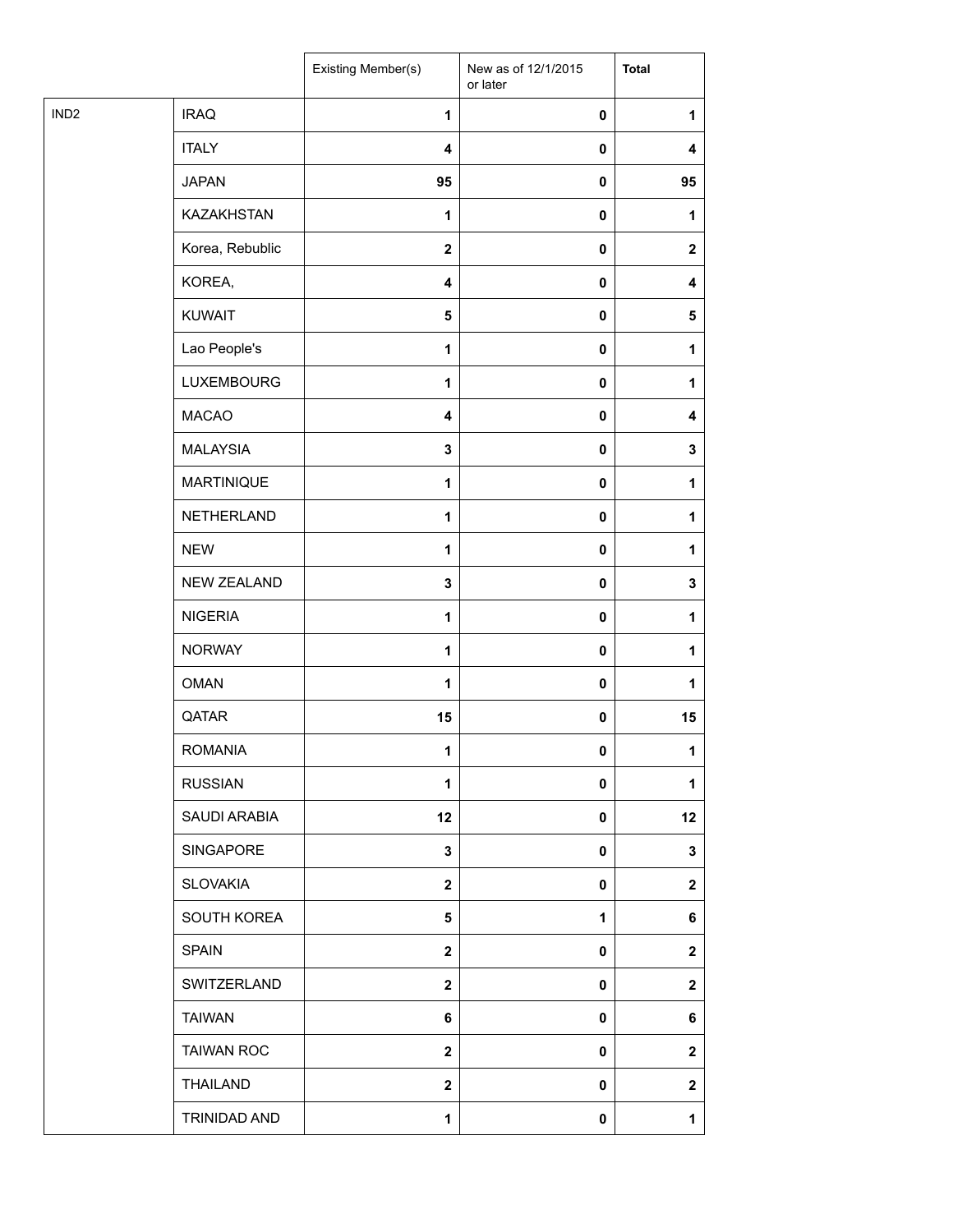| | | Existing Member(s) | New as of 12/1/2015 or later | Total |
|---|---|---|---|---|
| IND2 | IRAQ | 1 | 0 | 1 |
| | ITALY | 4 | 0 | 4 |
| | JAPAN | 95 | 0 | 95 |
| | KAZAKHSTAN | 1 | 0 | 1 |
| | Korea, Rebublic | 2 | 0 | 2 |
| | KOREA, | 4 | 0 | 4 |
| | KUWAIT | 5 | 0 | 5 |
| | Lao People's | 1 | 0 | 1 |
| | LUXEMBOURG | 1 | 0 | 1 |
| | MACAO | 4 | 0 | 4 |
| | MALAYSIA | 3 | 0 | 3 |
| | MARTINIQUE | 1 | 0 | 1 |
| | NETHERLAND | 1 | 0 | 1 |
| | NEW | 1 | 0 | 1 |
| | NEW ZEALAND | 3 | 0 | 3 |
| | NIGERIA | 1 | 0 | 1 |
| | NORWAY | 1 | 0 | 1 |
| | OMAN | 1 | 0 | 1 |
| | QATAR | 15 | 0 | 15 |
| | ROMANIA | 1 | 0 | 1 |
| | RUSSIAN | 1 | 0 | 1 |
| | SAUDI ARABIA | 12 | 0 | 12 |
| | SINGAPORE | 3 | 0 | 3 |
| | SLOVAKIA | 2 | 0 | 2 |
| | SOUTH KOREA | 5 | 1 | 6 |
| | SPAIN | 2 | 0 | 2 |
| | SWITZERLAND | 2 | 0 | 2 |
| | TAIWAN | 6 | 0 | 6 |
| | TAIWAN ROC | 2 | 0 | 2 |
| | THAILAND | 2 | 0 | 2 |
| | TRINIDAD AND | 1 | 0 | 1 |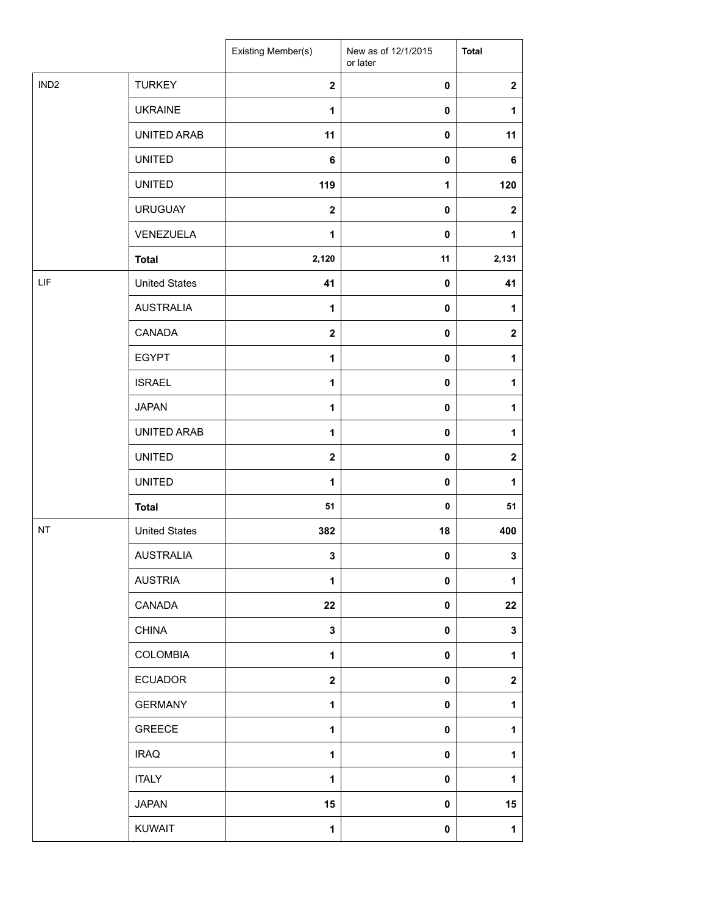| | | Existing Member(s) | New as of 12/1/2015 or later | Total |
|---|---|---|---|---|
| IND2 | TURKEY | **2** | **0** | **2** |
| | UKRAINE | **1** | **0** | **1** |
| | UNITED ARAB | **11** | **0** | **11** |
| | UNITED | **6** | **0** | **6** |
| | UNITED | **119** | **1** | **120** |
| | URUGUAY | **2** | **0** | **2** |
| | VENEZUELA | **1** | **0** | **1** |
| | **Total** | **2,120** | **11** | **2,131** |
| LIF | United States | **41** | **0** | **41** |
| | AUSTRALIA | **1** | **0** | **1** |
| | CANADA | **2** | **0** | **2** |
| | EGYPT | **1** | **0** | **1** |
| | ISRAEL | **1** | **0** | **1** |
| | JAPAN | **1** | **0** | **1** |
| | UNITED ARAB | **1** | **0** | **1** |
| | UNITED | **2** | **0** | **2** |
| | UNITED | **1** | **0** | **1** |
| | **Total** | **51** | **0** | **51** |
| NT | United States | **382** | **18** | **400** |
| | AUSTRALIA | **3** | **0** | **3** |
| | AUSTRIA | **1** | **0** | **1** |
| | CANADA | **22** | **0** | **22** |
| | CHINA | **3** | **0** | **3** |
| | COLOMBIA | **1** | **0** | **1** |
| | ECUADOR | **2** | **0** | **2** |
| | GERMANY | **1** | **0** | **1** |
| | GREECE | **1** | **0** | **1** |
| | IRAQ | **1** | **0** | **1** |
| | ITALY | **1** | **0** | **1** |
| | JAPAN | **15** | **0** | **15** |
| | KUWAIT | **1** | **0** | **1** |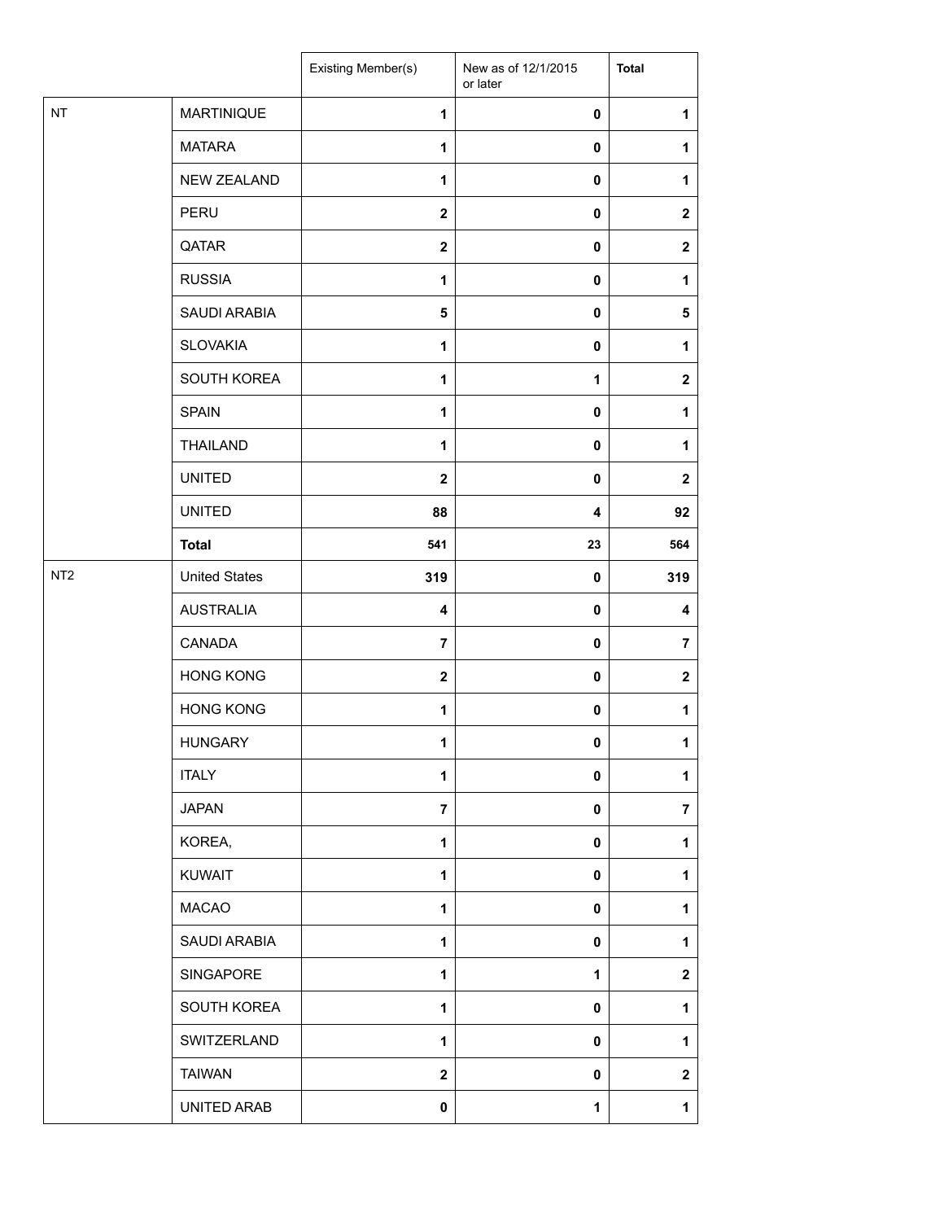| | | Existing Member(s) | New as of 12/1/2015 or later | Total |
|---|---|---|---|---|
| NT | MARTINIQUE | 1 | 0 | 1 |
| | MATARA | 1 | 0 | 1 |
| | NEW ZEALAND | 1 | 0 | 1 |
| | PERU | 2 | 0 | 2 |
| | QATAR | 2 | 0 | 2 |
| | RUSSIA | 1 | 0 | 1 |
| | SAUDI ARABIA | 5 | 0 | 5 |
| | SLOVAKIA | 1 | 0 | 1 |
| | SOUTH KOREA | 1 | 1 | 2 |
| | SPAIN | 1 | 0 | 1 |
| | THAILAND | 1 | 0 | 1 |
| | UNITED | 2 | 0 | 2 |
| | UNITED | 88 | 4 | 92 |
| | **Total** | 541 | 23 | 564 |
| NT2 | United States | 319 | 0 | 319 |
| | AUSTRALIA | 4 | 0 | 4 |
| | CANADA | 7 | 0 | 7 |
| | HONG KONG | 2 | 0 | 2 |
| | HONG KONG | 1 | 0 | 1 |
| | HUNGARY | 1 | 0 | 1 |
| | ITALY | 1 | 0 | 1 |
| | JAPAN | 7 | 0 | 7 |
| | KOREA, | 1 | 0 | 1 |
| | KUWAIT | 1 | 0 | 1 |
| | MACAO | 1 | 0 | 1 |
| | SAUDI ARABIA | 1 | 0 | 1 |
| | SINGAPORE | 1 | 1 | 2 |
| | SOUTH KOREA | 1 | 0 | 1 |
| | SWITZERLAND | 1 | 0 | 1 |
| | TAIWAN | 2 | 0 | 2 |
| | UNITED ARAB | 0 | 1 | 1 |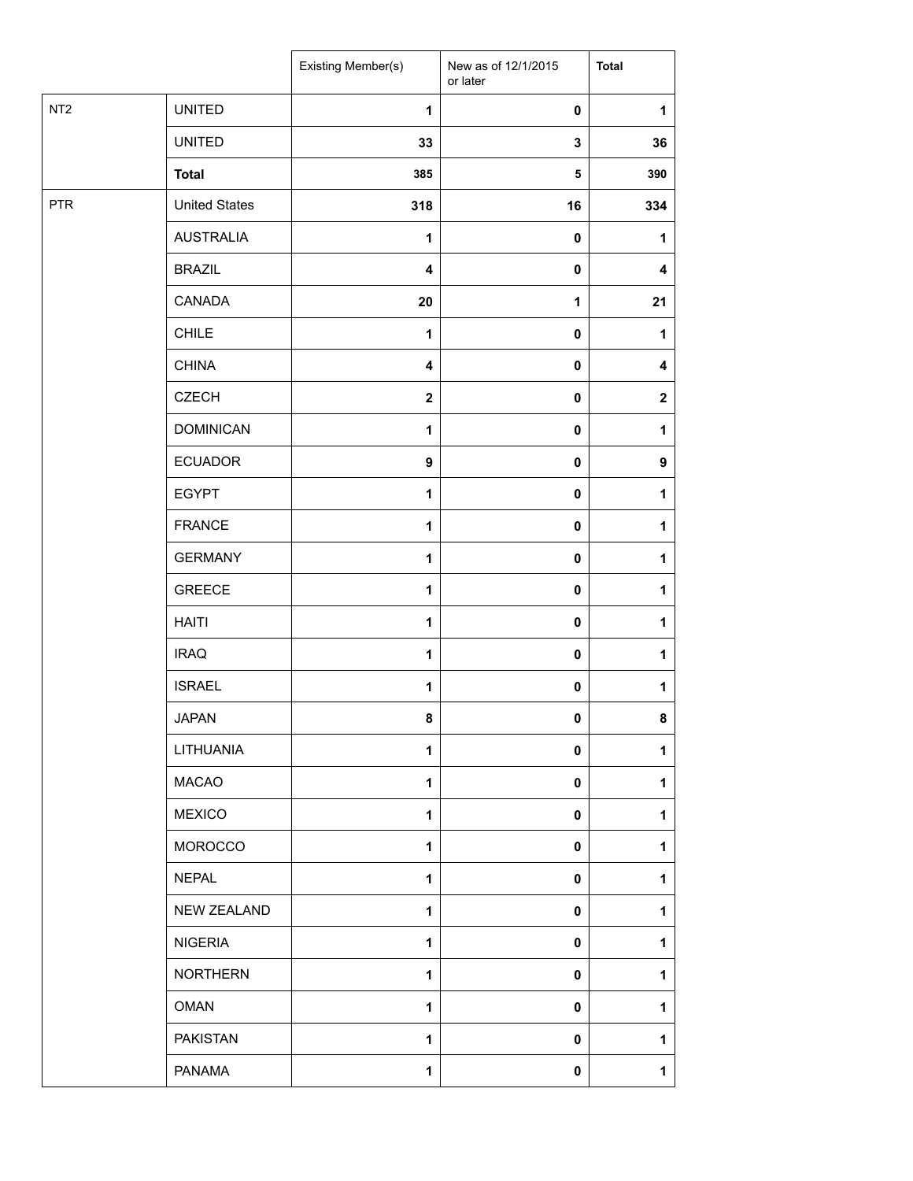| | | Existing Member(s) | New as of 12/1/2015 or later | Total |
|---|---|---|---|---|
| NT2 | UNITED | 1 | 0 | 1 |
| | UNITED | 33 | 3 | 36 |
| | **Total** | 385 | 5 | 390 |
| PTR | United States | 318 | 16 | 334 |
| | AUSTRALIA | 1 | 0 | 1 |
| | BRAZIL | 4 | 0 | 4 |
| | CANADA | 20 | 1 | 21 |
| | CHILE | 1 | 0 | 1 |
| | CHINA | 4 | 0 | 4 |
| | CZECH | 2 | 0 | 2 |
| | DOMINICAN | 1 | 0 | 1 |
| | ECUADOR | 9 | 0 | 9 |
| | EGYPT | 1 | 0 | 1 |
| | FRANCE | 1 | 0 | 1 |
| | GERMANY | 1 | 0 | 1 |
| | GREECE | 1 | 0 | 1 |
| | HAITI | 1 | 0 | 1 |
| | IRAQ | 1 | 0 | 1 |
| | ISRAEL | 1 | 0 | 1 |
| | JAPAN | 8 | 0 | 8 |
| | LITHUANIA | 1 | 0 | 1 |
| | MACAO | 1 | 0 | 1 |
| | MEXICO | 1 | 0 | 1 |
| | MOROCCO | 1 | 0 | 1 |
| | NEPAL | 1 | 0 | 1 |
| | NEW ZEALAND | 1 | 0 | 1 |
| | NIGERIA | 1 | 0 | 1 |
| | NORTHERN | 1 | 0 | 1 |
| | OMAN | 1 | 0 | 1 |
| | PAKISTAN | 1 | 0 | 1 |
| | PANAMA | 1 | 0 | 1 |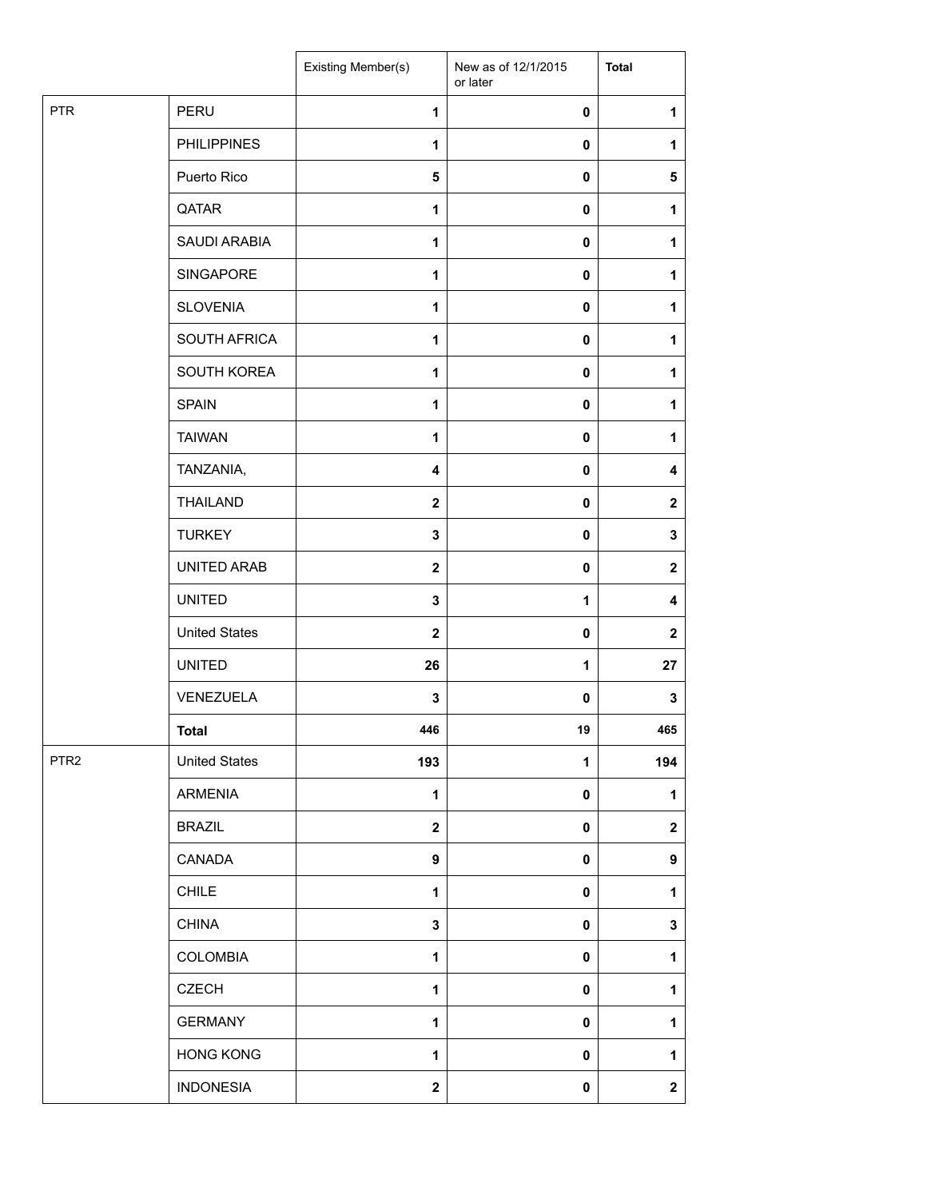| | | Existing Member(s) | New as of 12/1/2015 or later | Total |
|---|---|---|---|---|
| PTR | PERU | 1 | 0 | 1 |
| | PHILIPPINES | 1 | 0 | 1 |
| | Puerto Rico | 5 | 0 | 5 |
| | QATAR | 1 | 0 | 1 |
| | SAUDI ARABIA | 1 | 0 | 1 |
| | SINGAPORE | 1 | 0 | 1 |
| | SLOVENIA | 1 | 0 | 1 |
| | SOUTH AFRICA | 1 | 0 | 1 |
| | SOUTH KOREA | 1 | 0 | 1 |
| | SPAIN | 1 | 0 | 1 |
| | TAIWAN | 1 | 0 | 1 |
| | TANZANIA, | 4 | 0 | 4 |
| | THAILAND | 2 | 0 | 2 |
| | TURKEY | 3 | 0 | 3 |
| | UNITED ARAB | 2 | 0 | 2 |
| | UNITED | 3 | 1 | 4 |
| | United States | 2 | 0 | 2 |
| | UNITED | 26 | 1 | 27 |
| | VENEZUELA | 3 | 0 | 3 |
| | **Total** | 446 | 19 | 465 |
| PTR2 | United States | 193 | 1 | 194 |
| | ARMENIA | 1 | 0 | 1 |
| | BRAZIL | 2 | 0 | 2 |
| | CANADA | 9 | 0 | 9 |
| | CHILE | 1 | 0 | 1 |
| | CHINA | 3 | 0 | 3 |
| | COLOMBIA | 1 | 0 | 1 |
| | CZECH | 1 | 0 | 1 |
| | GERMANY | 1 | 0 | 1 |
| | HONG KONG | 1 | 0 | 1 |
| | INDONESIA | 2 | 0 | 2 |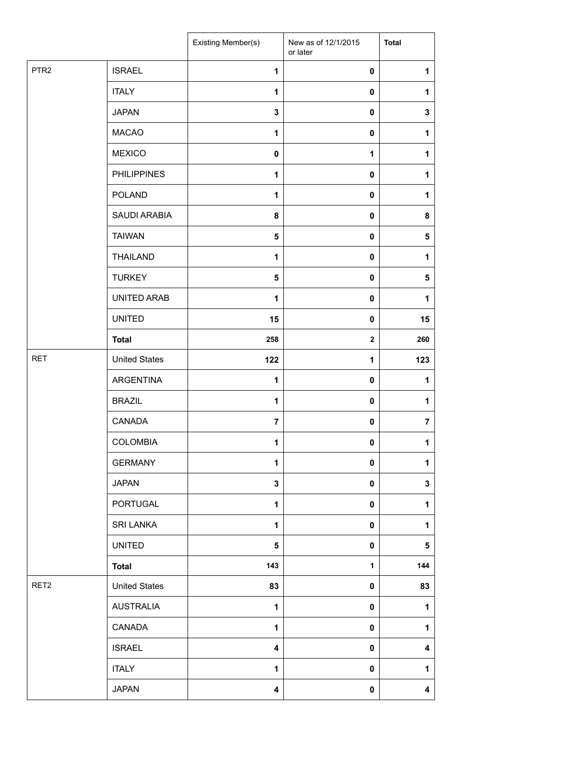| | | Existing Member(s) | New as of 12/1/2015 or later | Total |
|---|---|---|---|---|
| PTR2 | ISRAEL | 1 | 0 | 1 |
| | ITALY | 1 | 0 | 1 |
| | JAPAN | 3 | 0 | 3 |
| | MACAO | 1 | 0 | 1 |
| | MEXICO | 0 | 1 | 1 |
| | PHILIPPINES | 1 | 0 | 1 |
| | POLAND | 1 | 0 | 1 |
| | SAUDI ARABIA | 8 | 0 | 8 |
| | TAIWAN | 5 | 0 | 5 |
| | THAILAND | 1 | 0 | 1 |
| | TURKEY | 5 | 0 | 5 |
| | UNITED ARAB | 1 | 0 | 1 |
| | UNITED | 15 | 0 | 15 |
| | **Total** | 258 | 2 | 260 |
| RET | United States | 122 | 1 | 123 |
| | ARGENTINA | 1 | 0 | 1 |
| | BRAZIL | 1 | 0 | 1 |
| | CANADA | 7 | 0 | 7 |
| | COLOMBIA | 1 | 0 | 1 |
| | GERMANY | 1 | 0 | 1 |
| | JAPAN | 3 | 0 | 3 |
| | PORTUGAL | 1 | 0 | 1 |
| | SRI LANKA | 1 | 0 | 1 |
| | UNITED | 5 | 0 | 5 |
| | **Total** | 143 | 1 | 144 |
| RET2 | United States | 83 | 0 | 83 |
| | AUSTRALIA | 1 | 0 | 1 |
| | CANADA | 1 | 0 | 1 |
| | ISRAEL | 4 | 0 | 4 |
| | ITALY | 1 | 0 | 1 |
| | JAPAN | 4 | 0 | 4 |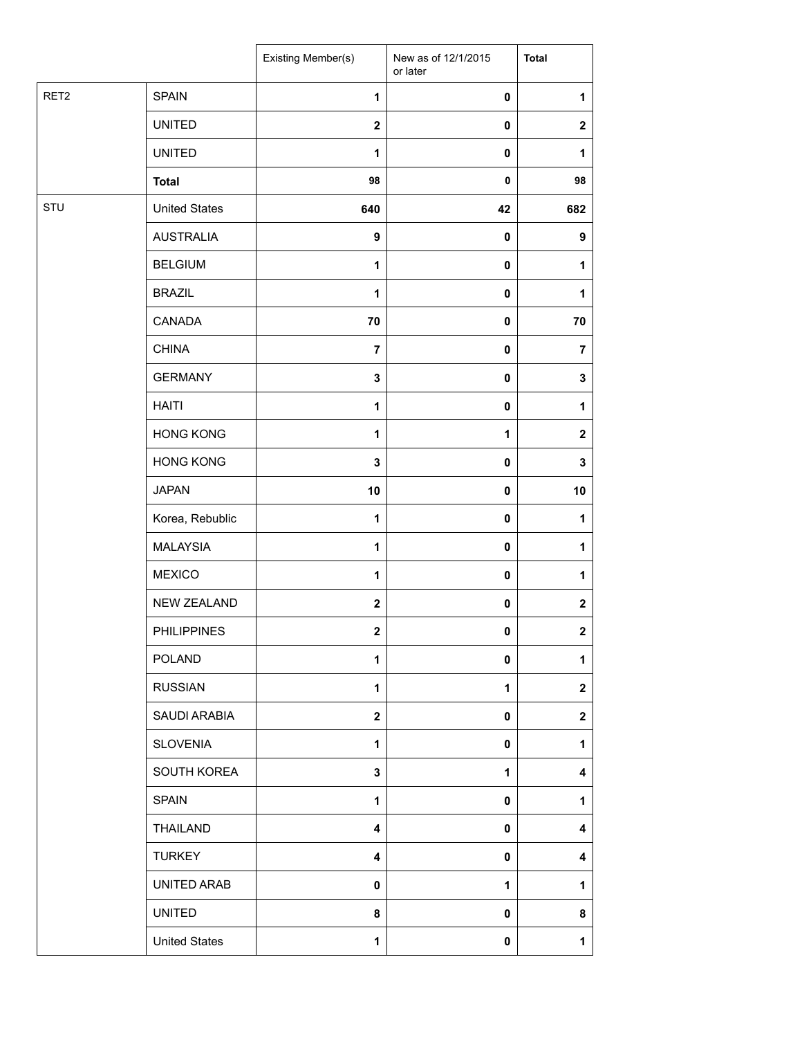| | | Existing Member(s) | New as of 12/1/2015 or later | Total |
|---|---|---|---|---|
| RET2 | SPAIN | 1 | 0 | 1 |
| | UNITED | 2 | 0 | 2 |
| | UNITED | 1 | 0 | 1 |
| | **Total** | 98 | 0 | 98 |
| STU | United States | 640 | 42 | 682 |
| | AUSTRALIA | 9 | 0 | 9 |
| | BELGIUM | 1 | 0 | 1 |
| | BRAZIL | 1 | 0 | 1 |
| | CANADA | 70 | 0 | 70 |
| | CHINA | 7 | 0 | 7 |
| | GERMANY | 3 | 0 | 3 |
| | HAITI | 1 | 0 | 1 |
| | HONG KONG | 1 | 1 | 2 |
| | HONG KONG | 3 | 0 | 3 |
| | JAPAN | 10 | 0 | 10 |
| | Korea, Rebublic | 1 | 0 | 1 |
| | MALAYSIA | 1 | 0 | 1 |
| | MEXICO | 1 | 0 | 1 |
| | NEW ZEALAND | 2 | 0 | 2 |
| | PHILIPPINES | 2 | 0 | 2 |
| | POLAND | 1 | 0 | 1 |
| | RUSSIAN | 1 | 1 | 2 |
| | SAUDI ARABIA | 2 | 0 | 2 |
| | SLOVENIA | 1 | 0 | 1 |
| | SOUTH KOREA | 3 | 1 | 4 |
| | SPAIN | 1 | 0 | 1 |
| | THAILAND | 4 | 0 | 4 |
| | TURKEY | 4 | 0 | 4 |
| | UNITED ARAB | 0 | 1 | 1 |
| | UNITED | 8 | 0 | 8 |
| | United States | 1 | 0 | 1 |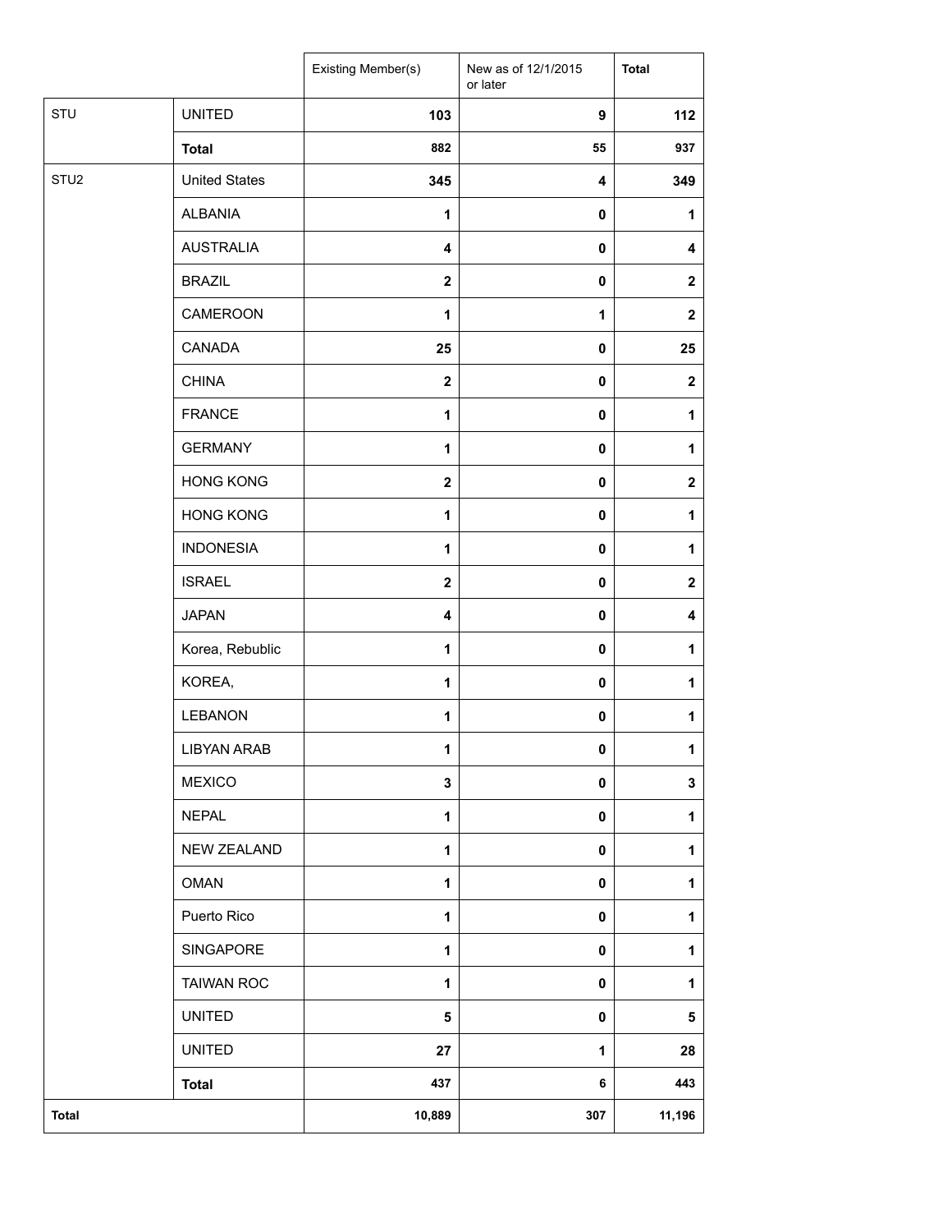| | | Existing Member(s) | New as of 12/1/2015 or later | Total |
|---|---|---|---|---|
| STU | UNITED | **103** | **9** | **112** |
| | **Total** | **882** | **55** | **937** |
| STU2 | United States | **345** | **4** | **349** |
| | ALBANIA | **1** | **0** | **1** |
| | AUSTRALIA | **4** | **0** | **4** |
| | BRAZIL | **2** | **0** | **2** |
| | CAMEROON | **1** | **1** | **2** |
| | CANADA | **25** | **0** | **25** |
| | CHINA | **2** | **0** | **2** |
| | FRANCE | **1** | **0** | **1** |
| | GERMANY | **1** | **0** | **1** |
| | HONG KONG | **2** | **0** | **2** |
| | HONG KONG | **1** | **0** | **1** |
| | INDONESIA | **1** | **0** | **1** |
| | ISRAEL | **2** | **0** | **2** |
| | JAPAN | **4** | **0** | **4** |
| | Korea, Rebublic | **1** | **0** | **1** |
| | KOREA, | **1** | **0** | **1** |
| | LEBANON | **1** | **0** | **1** |
| | LIBYAN ARAB | **1** | **0** | **1** |
| | MEXICO | **3** | **0** | **3** |
| | NEPAL | **1** | **0** | **1** |
| | NEW ZEALAND | **1** | **0** | **1** |
| | OMAN | **1** | **0** | **1** |
| | Puerto Rico | **1** | **0** | **1** |
| | SINGAPORE | **1** | **0** | **1** |
| | TAIWAN ROC | **1** | **0** | **1** |
| | UNITED | **5** | **0** | **5** |
| | UNITED | **27** | **1** | **28** |
| | **Total** | **437** | **6** | **443** |
| **Total** | | **10,889** | **307** | **11,196** |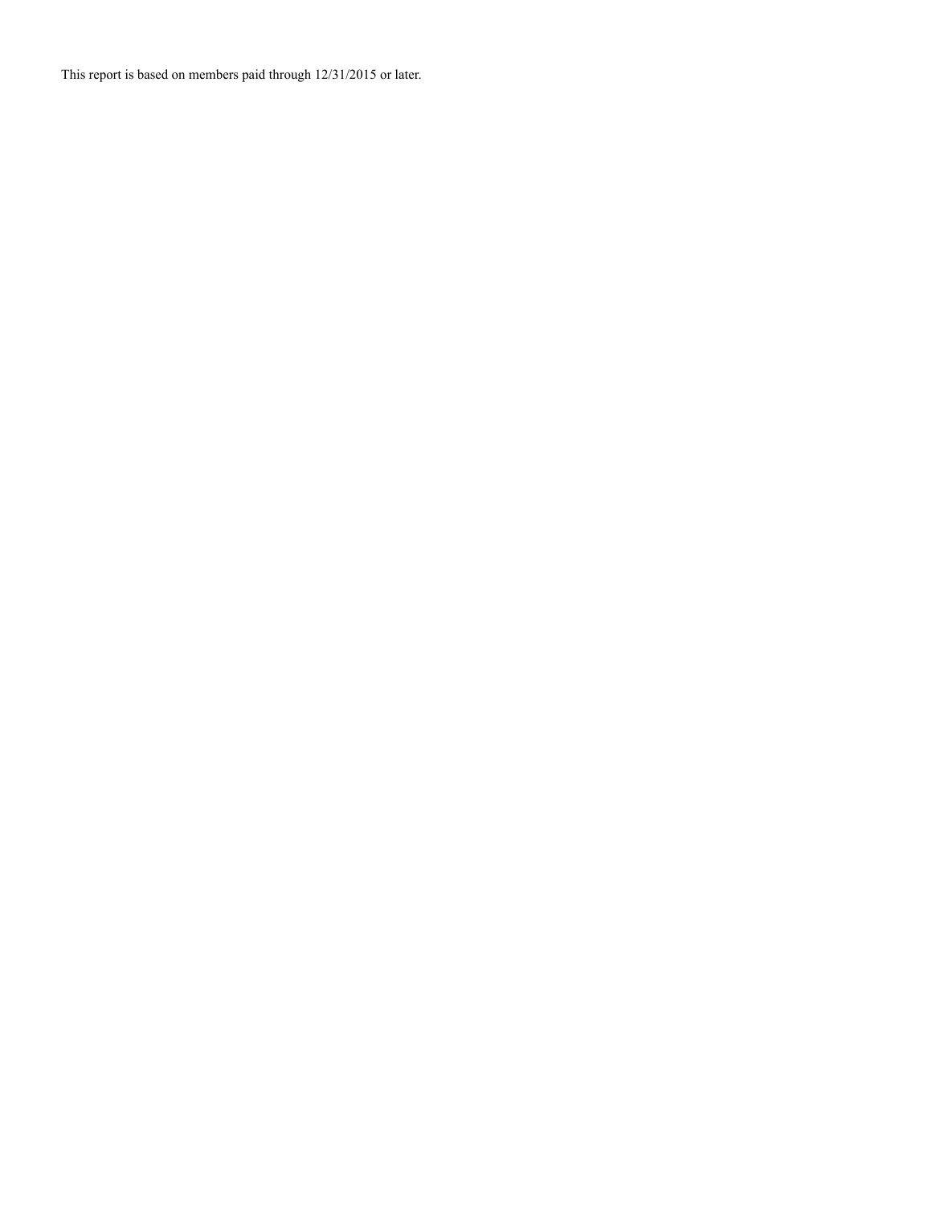This report is based on members paid through 12/31/2015 or later.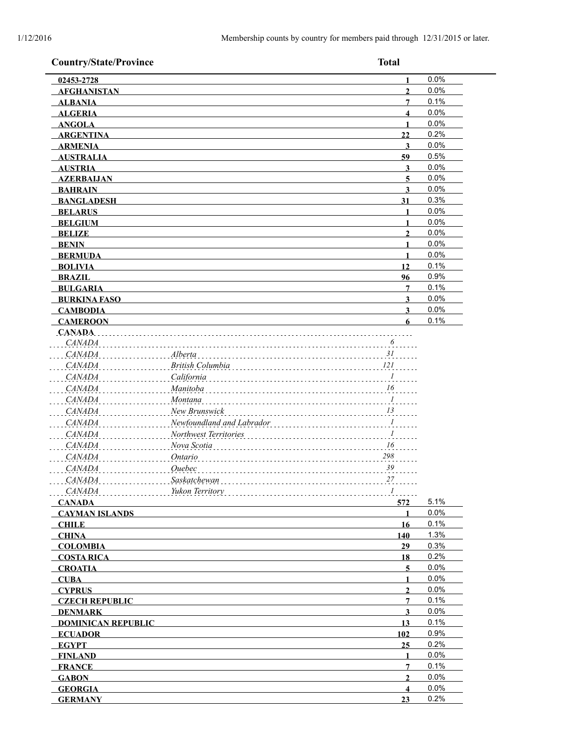Membership counts by country for members paid through 12/31/2015 or later.

| Country/State/Province | | Total | |
|---|---|---|---|
| **02453-2728** | | **1** | 0.0% |
| **AFGHANISTAN** | | **2** | 0.0% |
| **ALBANIA** | | **7** | 0.1% |
| **ALGERIA** | | **4** | 0.0% |
| **ANGOLA** | | **1** | 0.0% |
| **ARGENTINA** | | **22** | 0.2% |
| **ARMENIA** | | **3** | 0.0% |
| **AUSTRALIA** | | **59** | 0.5% |
| **AUSTRIA** | | **3** | 0.0% |
| **AZERBAIJAN** | | **5** | 0.0% |
| **BAHRAIN** | | **3** | 0.0% |
| **BANGLADESH** | | **31** | 0.3% |
| **BELARUS** | | **1** | 0.0% |
| **BELGIUM** | | **1** | 0.0% |
| **BELIZE** | | **2** | 0.0% |
| **BENIN** | | **1** | 0.0% |
| **BERMUDA** | | **1** | 0.0% |
| **BOLIVIA** | | **12** | 0.1% |
| **BRAZIL** | | **96** | 0.9% |
| **BULGARIA** | | **7** | 0.1% |
| **BURKINA FASO** | | **3** | 0.0% |
| **CAMBODIA** | | **3** | 0.0% |
| **CAMEROON** | | **6** | 0.1% |
| **CANADA** | | | |
| *CANADA* | | *6* | |
| *CANADA* | *Alberta* | *31* | |
| *CANADA* | *British Columbia* | *121* | |
| *CANADA* | *California* | *1* | |
| *CANADA* | *Manitoba* | *16* | |
| *CANADA* | *Montana* | *1* | |
| *CANADA* | *New Brunswick* | *13* | |
| *CANADA* | *Newfoundland and Labrador* | *1* | |
| *CANADA* | *Northwest Territories* | *1* | |
| *CANADA* | *Nova Scotia* | *16* | |
| *CANADA* | *Ontario* | *298* | |
| *CANADA* | *Quebec* | *39* | |
| *CANADA* | *Saskatchewan* | *27* | |
| *CANADA* | *Yukon Territory* | *1* | |
| **CANADA** | | **572** | 5.1% |
| **CAYMAN ISLANDS** | | **1** | 0.0% |
| **CHILE** | | **16** | 0.1% |
| **CHINA** | | **140** | 1.3% |
| **COLOMBIA** | | **29** | 0.3% |
| **COSTA RICA** | | **18** | 0.2% |
| **CROATIA** | | **5** | 0.0% |
| **CUBA** | | **1** | 0.0% |
| **CYPRUS** | | **2** | 0.0% |
| **CZECH REPUBLIC** | | **7** | 0.1% |
| **DENMARK** | | **3** | 0.0% |
| **DOMINICAN REPUBLIC** | | **13** | 0.1% |
| **ECUADOR** | | **102** | 0.9% |
| **EGYPT** | | **25** | 0.2% |
| **FINLAND** | | **1** | 0.0% |
| **FRANCE** | | **7** | 0.1% |
| **GABON** | | **2** | 0.0% |
| **GEORGIA** | | **4** | 0.0% |
| **GERMANY** | | **23** | 0.2% |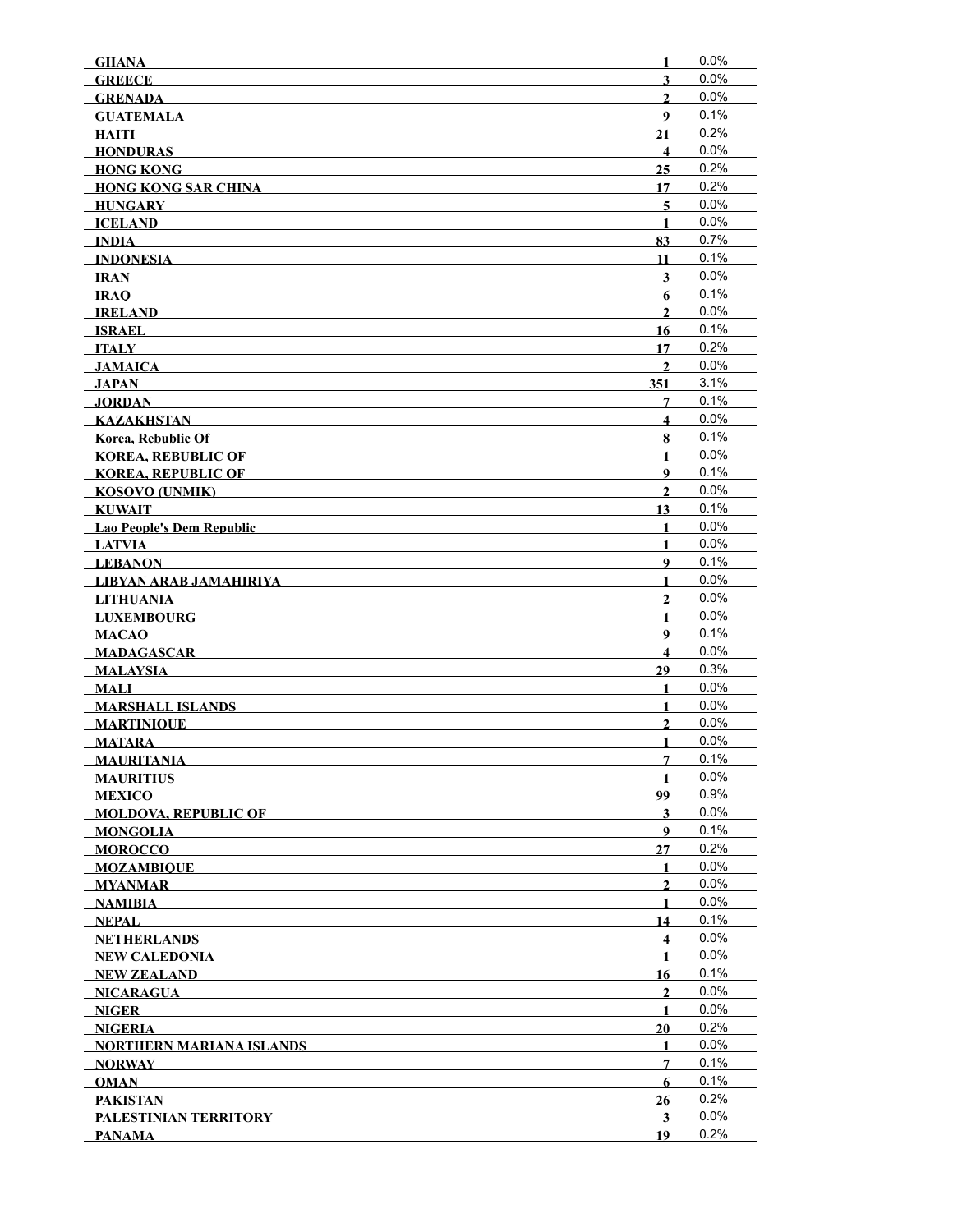| | | |
|---|---|---|
| GHANA | 1 | 0.0% |
| GREECE | 3 | 0.0% |
| GRENADA | 2 | 0.0% |
| GUATEMALA | 9 | 0.1% |
| HAITI | 21 | 0.2% |
| HONDURAS | 4 | 0.0% |
| HONG KONG | 25 | 0.2% |
| HONG KONG SAR CHINA | 17 | 0.2% |
| HUNGARY | 5 | 0.0% |
| ICELAND | 1 | 0.0% |
| INDIA | 83 | 0.7% |
| INDONESIA | 11 | 0.1% |
| IRAN | 3 | 0.0% |
| IRAQ | 6 | 0.1% |
| IRELAND | 2 | 0.0% |
| ISRAEL | 16 | 0.1% |
| ITALY | 17 | 0.2% |
| JAMAICA | 2 | 0.0% |
| JAPAN | 351 | 3.1% |
| JORDAN | 7 | 0.1% |
| KAZAKHSTAN | 4 | 0.0% |
| Korea, Rebublic Of | 8 | 0.1% |
| KOREA, REBUBLIC OF | 1 | 0.0% |
| KOREA, REPUBLIC OF | 9 | 0.1% |
| KOSOVO (UNMIK) | 2 | 0.0% |
| KUWAIT | 13 | 0.1% |
| Lao People's Dem Republic | 1 | 0.0% |
| LATVIA | 1 | 0.0% |
| LEBANON | 9 | 0.1% |
| LIBYAN ARAB JAMAHIRIYA | 1 | 0.0% |
| LITHUANIA | 2 | 0.0% |
| LUXEMBOURG | 1 | 0.0% |
| MACAO | 9 | 0.1% |
| MADAGASCAR | 4 | 0.0% |
| MALAYSIA | 29 | 0.3% |
| MALI | 1 | 0.0% |
| MARSHALL ISLANDS | 1 | 0.0% |
| MARTINIQUE | 2 | 0.0% |
| MATARA | 1 | 0.0% |
| MAURITANIA | 7 | 0.1% |
| MAURITIUS | 1 | 0.0% |
| MEXICO | 99 | 0.9% |
| MOLDOVA, REPUBLIC OF | 3 | 0.0% |
| MONGOLIA | 9 | 0.1% |
| MOROCCO | 27 | 0.2% |
| MOZAMBIQUE | 1 | 0.0% |
| MYANMAR | 2 | 0.0% |
| NAMIBIA | 1 | 0.0% |
| NEPAL | 14 | 0.1% |
| NETHERLANDS | 4 | 0.0% |
| NEW CALEDONIA | 1 | 0.0% |
| NEW ZEALAND | 16 | 0.1% |
| NICARAGUA | 2 | 0.0% |
| NIGER | 1 | 0.0% |
| NIGERIA | 20 | 0.2% |
| NORTHERN MARIANA ISLANDS | 1 | 0.0% |
| NORWAY | 7 | 0.1% |
| OMAN | 6 | 0.1% |
| PAKISTAN | 26 | 0.2% |
| PALESTINIAN TERRITORY | 3 | 0.0% |
| PANAMA | 19 | 0.2% |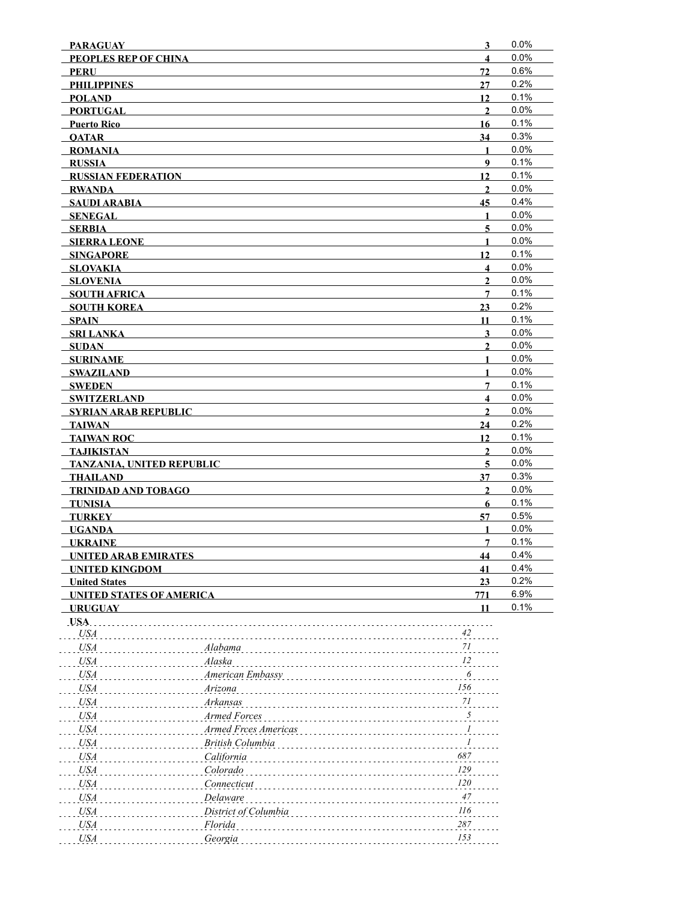| | | |
|---|---|---|
| **PARAGUAY** | **3** | 0.0% |
| **PEOPLES REP OF CHINA** | **4** | 0.0% |
| **PERU** | **72** | 0.6% |
| **PHILIPPINES** | **27** | 0.2% |
| **POLAND** | **12** | 0.1% |
| **PORTUGAL** | **2** | 0.0% |
| **Puerto Rico** | **16** | 0.1% |
| **QATAR** | **34** | 0.3% |
| **ROMANIA** | **1** | 0.0% |
| **RUSSIA** | **9** | 0.1% |
| **RUSSIAN FEDERATION** | **12** | 0.1% |
| **RWANDA** | **2** | 0.0% |
| **SAUDI ARABIA** | **45** | 0.4% |
| **SENEGAL** | **1** | 0.0% |
| **SERBIA** | **5** | 0.0% |
| **SIERRA LEONE** | **1** | 0.0% |
| **SINGAPORE** | **12** | 0.1% |
| **SLOVAKIA** | **4** | 0.0% |
| **SLOVENIA** | **2** | 0.0% |
| **SOUTH AFRICA** | **7** | 0.1% |
| **SOUTH KOREA** | **23** | 0.2% |
| **SPAIN** | **11** | 0.1% |
| **SRI LANKA** | **3** | 0.0% |
| **SUDAN** | **2** | 0.0% |
| **SURINAME** | **1** | 0.0% |
| **SWAZILAND** | **1** | 0.0% |
| **SWEDEN** | **7** | 0.1% |
| **SWITZERLAND** | **4** | 0.0% |
| **SYRIAN ARAB REPUBLIC** | **2** | 0.0% |
| **TAIWAN** | **24** | 0.2% |
| **TAIWAN ROC** | **12** | 0.1% |
| **TAJIKISTAN** | **2** | 0.0% |
| **TANZANIA, UNITED REPUBLIC** | **5** | 0.0% |
| **THAILAND** | **37** | 0.3% |
| **TRINIDAD AND TOBAGO** | **2** | 0.0% |
| **TUNISIA** | **6** | 0.1% |
| **TURKEY** | **57** | 0.5% |
| **UGANDA** | **1** | 0.0% |
| **UKRAINE** | **7** | 0.1% |
| **UNITED ARAB EMIRATES** | **44** | 0.4% |
| **UNITED KINGDOM** | **41** | 0.4% |
| **United States** | **23** | 0.2% |
| **UNITED STATES OF AMERICA** | **771** | 6.9% |
| **URUGUAY** | **11** | 0.1% |

**USA**

| | | |
|---|---|---|
| *USA* | | *42* |
| *USA* | *Alabama* | *71* |
| *USA* | *Alaska* | *12* |
| *USA* | *American Embassy* | *6* |
| *USA* | *Arizona* | *156* |
| *USA* | *Arkansas* | *71* |
| *USA* | *Armed Forces* | *5* |
| *USA* | *Armed Frces Americas* | *1* |
| *USA* | *British Columbia* | *1* |
| *USA* | *California* | *687* |
| *USA* | *Colorado* | *129* |
| *USA* | *Connecticut* | *120* |
| *USA* | *Delaware* | *47* |
| *USA* | *District of Columbia* | *116* |
| *USA* | *Florida* | *287* |
| *USA* | *Georgia* | *153* |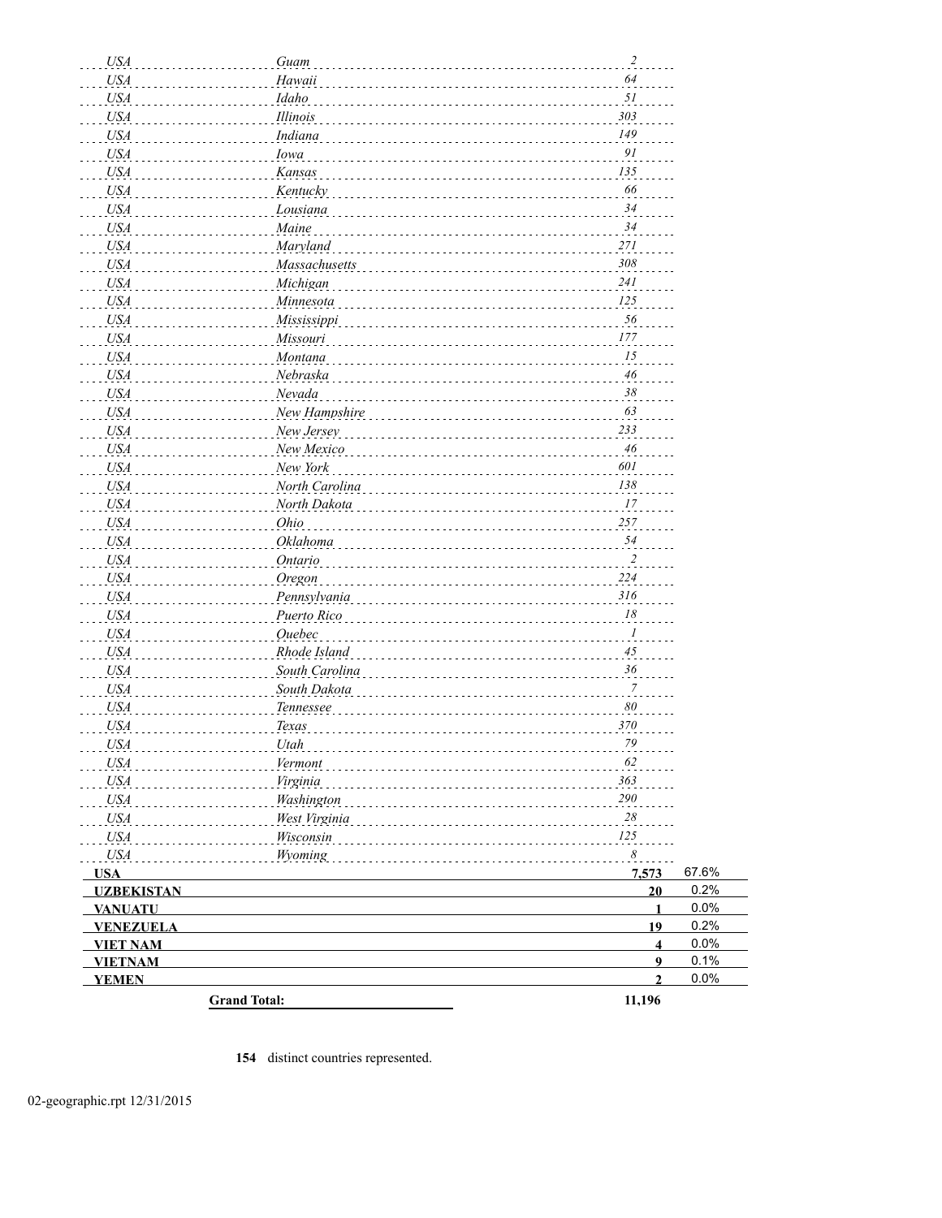| Country | State/Province | Count | Percent |
|---|---|---|---|
| *USA* | *Guam* | *2* | |
| *USA* | *Hawaii* | *64* | |
| *USA* | *Idaho* | *51* | |
| *USA* | *Illinois* | *303* | |
| *USA* | *Indiana* | *149* | |
| *USA* | *Iowa* | *91* | |
| *USA* | *Kansas* | *135* | |
| *USA* | *Kentucky* | *66* | |
| *USA* | *Lousiana* | *34* | |
| *USA* | *Maine* | *34* | |
| *USA* | *Maryland* | *271* | |
| *USA* | *Massachusetts* | *308* | |
| *USA* | *Michigan* | *241* | |
| *USA* | *Minnesota* | *125* | |
| *USA* | *Mississippi* | *56* | |
| *USA* | *Missouri* | *177* | |
| *USA* | *Montana* | *15* | |
| *USA* | *Nebraska* | *46* | |
| *USA* | *Nevada* | *38* | |
| *USA* | *New Hampshire* | *63* | |
| *USA* | *New Jersey* | *233* | |
| *USA* | *New Mexico* | *46* | |
| *USA* | *New York* | *601* | |
| *USA* | *North Carolina* | *138* | |
| *USA* | *North Dakota* | *17* | |
| *USA* | *Ohio* | *257* | |
| *USA* | *Oklahoma* | *54* | |
| *USA* | *Ontario* | *2* | |
| *USA* | *Oregon* | *224* | |
| *USA* | *Pennsylvania* | *316* | |
| *USA* | *Puerto Rico* | *18* | |
| *USA* | *Quebec* | *1* | |
| *USA* | *Rhode Island* | *45* | |
| *USA* | *South Carolina* | *36* | |
| *USA* | *South Dakota* | *7* | |
| *USA* | *Tennessee* | *80* | |
| *USA* | *Texas* | *370* | |
| *USA* | *Utah* | *79* | |
| *USA* | *Vermont* | *62* | |
| *USA* | *Virginia* | *363* | |
| *USA* | *Washington* | *290* | |
| *USA* | *West Virginia* | *28* | |
| *USA* | *Wisconsin* | *125* | |
| *USA* | *Wyoming* | *8* | |
| **USA** | | **7,573** | 67.6% |
| **UZBEKISTAN** | | **20** | 0.2% |
| **VANUATU** | | **1** | 0.0% |
| **VENEZUELA** | | **19** | 0.2% |
| **VIET NAM** | | **4** | 0.0% |
| **VIETNAM** | | **9** | 0.1% |
| **YEMEN** | | **2** | 0.0% |
| | **Grand Total:** | **11,196** | |

**154** distinct countries represented.

02-geographic.rpt 12/31/2015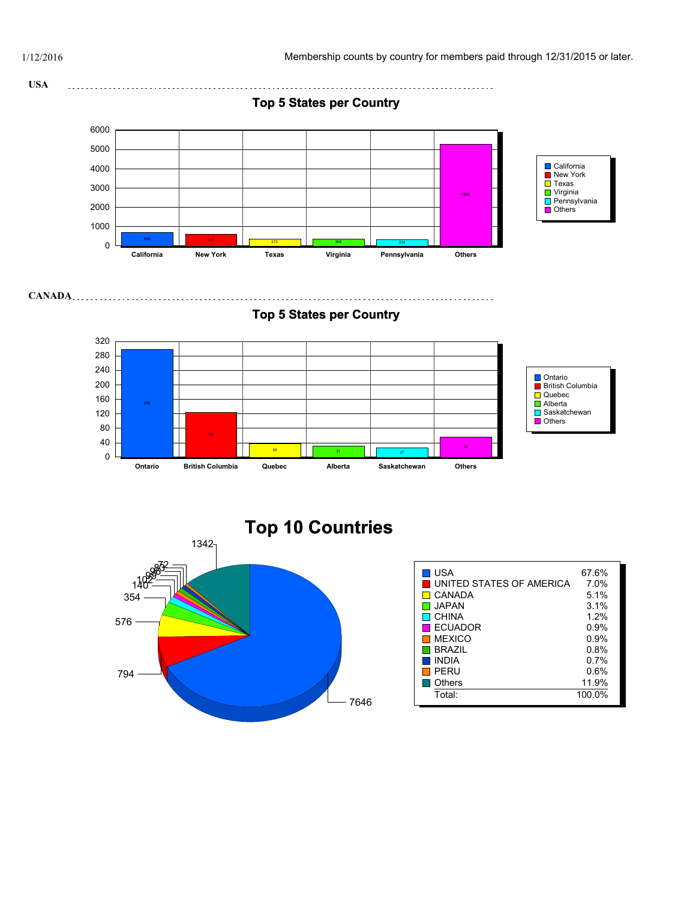1/12/2016

Membership counts by country for members paid through 12/31/2015 or later.

**USA**

## Top 5 States per Country

| State | Count |
|---|---|
| California | 696 |
| New York | 605 |
| Texas | 373 |
| Virginia | 368 |
| Pennsylvania | 318 |
| Others | 5286 |

**CANADA**

## Top 5 States per Country

| State | Count |
|---|---|
| Ontario | 299 |
| British Columbia | 124 |
| Quebec | 39 |
| Alberta | 31 |
| Saskatchewan | 27 |
| Others | 56 |

## Top 10 Countries

| Country | Count | Percent |
|---|---|---|
| USA | 7646 | 67.6% |
| UNITED STATES OF AMERICA | 794 | 7.0% |
| CANADA | 576 | 5.1% |
| JAPAN | 354 | 3.1% |
| CHINA | 140 | 1.2% |
| ECUADOR | 102 | 0.9% |
| MEXICO | 99 | 0.9% |
| BRAZIL | 89 | 0.8% |
| INDIA | 83 | 0.7% |
| PERU | 72 | 0.6% |
| Others | 1342 | 11.9% |
| Total: | | 100.0% |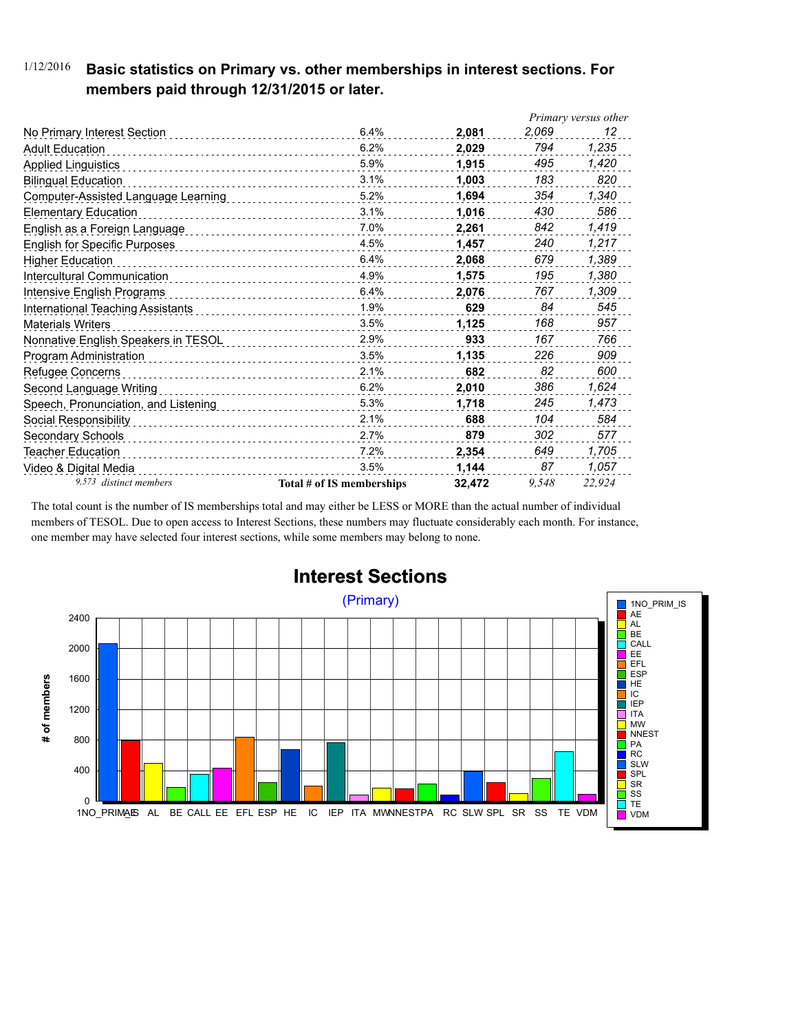1/12/2016 **Basic statistics on Primary vs. other memberships in interest sections. For members paid through 12/31/2015 or later.**

| | | | *Primary versus other* | |
|---|---|---|---|---|
| No Primary Interest Section | 6.4% | **2,081** | *2,069* | *12* |
| Adult Education | 6.2% | **2,029** | *794* | *1,235* |
| Applied Linguistics | 5.9% | **1,915** | *495* | *1,420* |
| Bilingual Education | 3.1% | **1,003** | *183* | *820* |
| Computer-Assisted Language Learning | 5.2% | **1,694** | *354* | *1,340* |
| Elementary Education | 3.1% | **1,016** | *430* | *586* |
| English as a Foreign Language | 7.0% | **2,261** | *842* | *1,419* |
| English for Specific Purposes | 4.5% | **1,457** | *240* | *1,217* |
| Higher Education | 6.4% | **2,068** | *679* | *1,389* |
| Intercultural Communication | 4.9% | **1,575** | *195* | *1,380* |
| Intensive English Programs | 6.4% | **2,076** | *767* | *1,309* |
| International Teaching Assistants | 1.9% | **629** | *84* | *545* |
| Materials Writers | 3.5% | **1,125** | *168* | *957* |
| Nonnative English Speakers in TESOL | 2.9% | **933** | *167* | *766* |
| Program Administration | 3.5% | **1,135** | *226* | *909* |
| Refugee Concerns | 2.1% | **682** | *82* | *600* |
| Second Language Writing | 6.2% | **2,010** | *386* | *1,624* |
| Speech, Pronunciation, and Listening | 5.3% | **1,718** | *245* | *1,473* |
| Social Responsibility | 2.1% | **688** | *104* | *584* |
| Secondary Schools | 2.7% | **879** | *302* | *577* |
| Teacher Education | 7.2% | **2,354** | *649* | *1,705* |
| Video & Digital Media | 3.5% | **1,144** | *87* | *1,057* |
| *9,573 distinct members* | **Total # of IS memberships** | **32,472** | *9,548* | *22,924* |

The total count is the number of IS memberships total and may either be LESS or MORE than the actual number of individual members of TESOL. Due to open access to Interest Sections, these numbers may fluctuate considerably each month. For instance, one member may have selected four interest sections, while some members may belong to none.

## Interest Sections

(Primary)

| Interest Section | # of members (Primary) |
|---|---|
| 1NO_PRIM_IS | 2,069 |
| AE | 794 |
| AL | 495 |
| BE | 183 |
| CALL | 354 |
| EE | 430 |
| EFL | 842 |
| ESP | 240 |
| HE | 679 |
| IC | 195 |
| IEP | 767 |
| ITA | 84 |
| MW | 168 |
| NNEST | 167 |
| PA | 226 |
| RC | 82 |
| SLW | 386 |
| SPL | 245 |
| SR | 104 |
| SS | 302 |
| TE | 649 |
| VDM | 87 |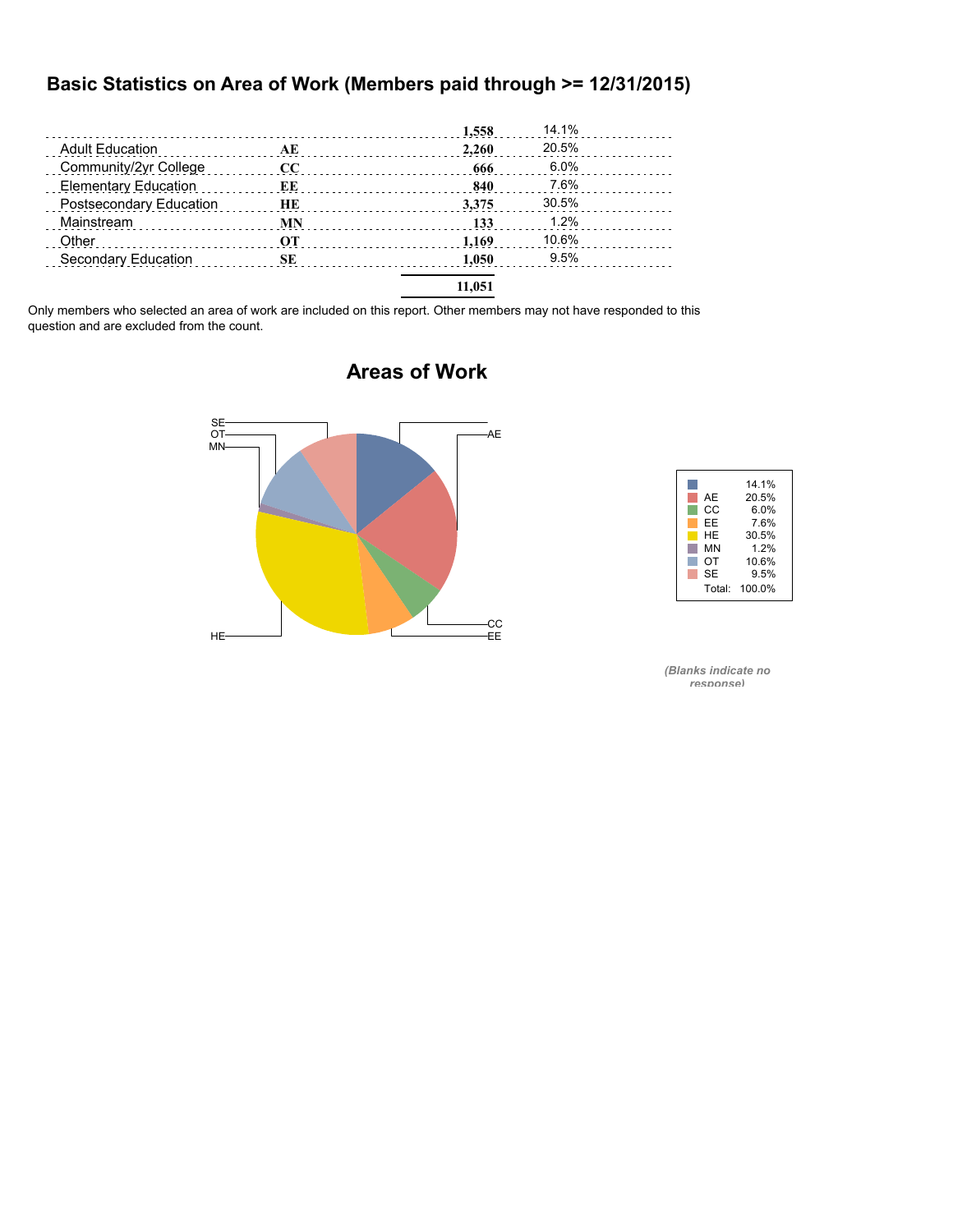## Basic Statistics on Area of Work (Members paid through >= 12/31/2015)

| | | | |
|---|---|---|---|
| | | **1,558** | 14.1% |
| Adult Education | **AE** | **2,260** | 20.5% |
| Community/2yr College | **CC** | **666** | 6.0% |
| Elementary Education | **EE** | **840** | 7.6% |
| Postsecondary Education | **HE** | **3,375** | 30.5% |
| Mainstream | **MN** | **133** | 1.2% |
| Other | **OT** | **1,169** | 10.6% |
| Secondary Education | **SE** | **1,050** | 9.5% |
| | | **11,051** | |

Only members who selected an area of work are included on this report. Other members may not have responded to this question and are excluded from the count.

## Areas of Work

| | |
|---|---|
| | 14.1% |
| AE | 20.5% |
| CC | 6.0% |
| EE | 7.6% |
| HE | 30.5% |
| MN | 1.2% |
| OT | 10.6% |
| SE | 9.5% |
| Total: | 100.0% |

*(Blanks indicate no response)*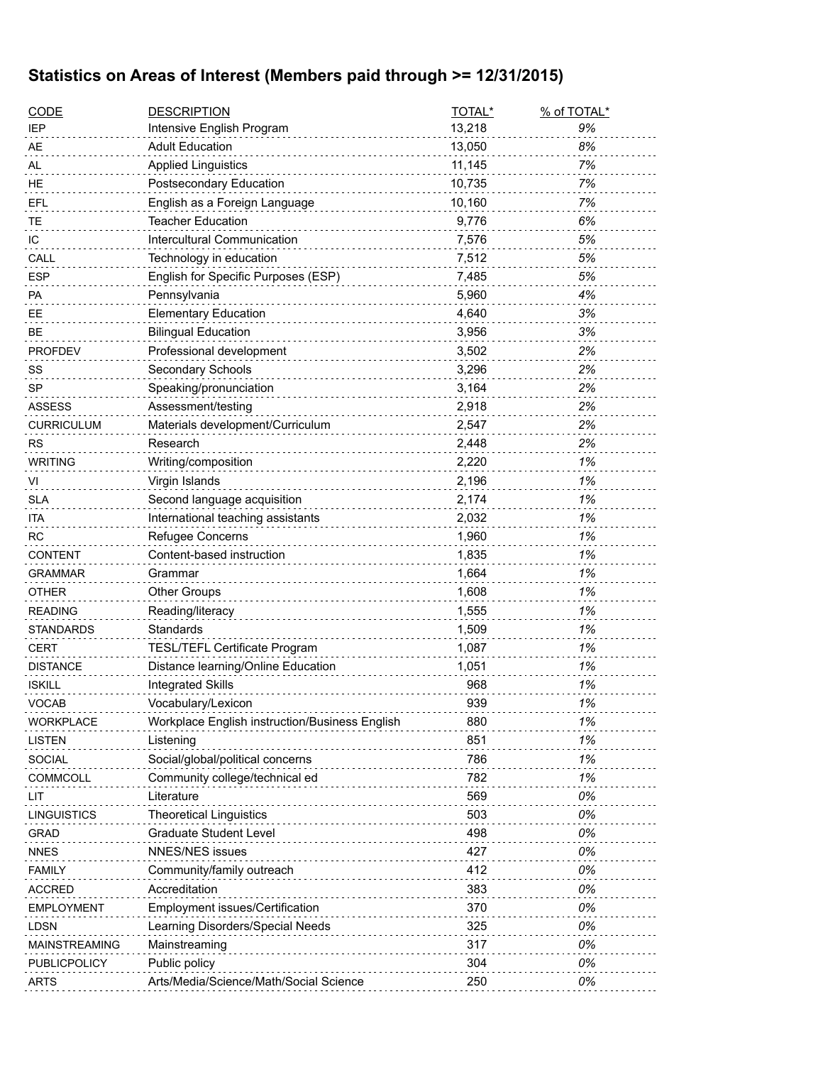## Statistics on Areas of Interest (Members paid through >= 12/31/2015)

| CODE | DESCRIPTION | TOTAL* | % of TOTAL* |
|---|---|---|---|
| IEP | Intensive English Program | 13,218 | *9%* |
| AE | Adult Education | 13,050 | *8%* |
| AL | Applied Linguistics | 11,145 | *7%* |
| HE | Postsecondary Education | 10,735 | *7%* |
| EFL | English as a Foreign Language | 10,160 | *7%* |
| TE | Teacher Education | 9,776 | *6%* |
| IC | Intercultural Communication | 7,576 | *5%* |
| CALL | Technology in education | 7,512 | *5%* |
| ESP | English for Specific Purposes (ESP) | 7,485 | *5%* |
| PA | Pennsylvania | 5,960 | *4%* |
| EE | Elementary Education | 4,640 | *3%* |
| BE | Bilingual Education | 3,956 | *3%* |
| PROFDEV | Professional development | 3,502 | *2%* |
| SS | Secondary Schools | 3,296 | *2%* |
| SP | Speaking/pronunciation | 3,164 | *2%* |
| ASSESS | Assessment/testing | 2,918 | *2%* |
| CURRICULUM | Materials development/Curriculum | 2,547 | *2%* |
| RS | Research | 2,448 | *2%* |
| WRITING | Writing/composition | 2,220 | *1%* |
| VI | Virgin Islands | 2,196 | *1%* |
| SLA | Second language acquisition | 2,174 | *1%* |
| ITA | International teaching assistants | 2,032 | *1%* |
| RC | Refugee Concerns | 1,960 | *1%* |
| CONTENT | Content-based instruction | 1,835 | *1%* |
| GRAMMAR | Grammar | 1,664 | *1%* |
| OTHER | Other Groups | 1,608 | *1%* |
| READING | Reading/literacy | 1,555 | *1%* |
| STANDARDS | Standards | 1,509 | *1%* |
| CERT | TESL/TEFL Certificate Program | 1,087 | *1%* |
| DISTANCE | Distance learning/Online Education | 1,051 | *1%* |
| ISKILL | Integrated Skills | 968 | *1%* |
| VOCAB | Vocabulary/Lexicon | 939 | *1%* |
| WORKPLACE | Workplace English instruction/Business English | 880 | *1%* |
| LISTEN | Listening | 851 | *1%* |
| SOCIAL | Social/global/political concerns | 786 | *1%* |
| COMMCOLL | Community college/technical ed | 782 | *1%* |
| LIT | Literature | 569 | *0%* |
| LINGUISTICS | Theoretical Linguistics | 503 | *0%* |
| GRAD | Graduate Student Level | 498 | *0%* |
| NNES | NNES/NES issues | 427 | *0%* |
| FAMILY | Community/family outreach | 412 | *0%* |
| ACCRED | Accreditation | 383 | *0%* |
| EMPLOYMENT | Employment issues/Certification | 370 | *0%* |
| LDSN | Learning Disorders/Special Needs | 325 | *0%* |
| MAINSTREAMING | Mainstreaming | 317 | *0%* |
| PUBLICPOLICY | Public policy | 304 | *0%* |
| ARTS | Arts/Media/Science/Math/Social Science | 250 | *0%* |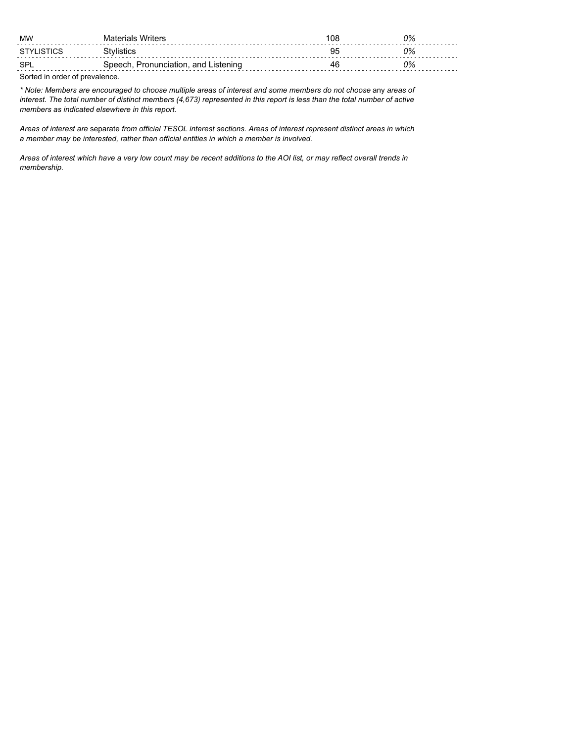| | | | |
|---|---|---|---|
| MW | Materials Writers | 108 | *0%* |
| STYLISTICS | Stylistics | 95 | *0%* |
| SPL | Speech, Pronunciation, and Listening | 46 | *0%* |

Sorted in order of prevalence.

*\* Note: Members are encouraged to choose multiple areas of interest and some members do not choose* any *areas of interest. The total number of distinct members (4,673) represented in this report is less than the total number of active members as indicated elsewhere in this report.*

*Areas of interest are* separate *from official TESOL interest sections. Areas of interest represent distinct areas in which a member may be interested, rather than official entities in which a member is involved.*

*Areas of interest which have a very low count may be recent additions to the AOI list, or may reflect overall trends in membership.*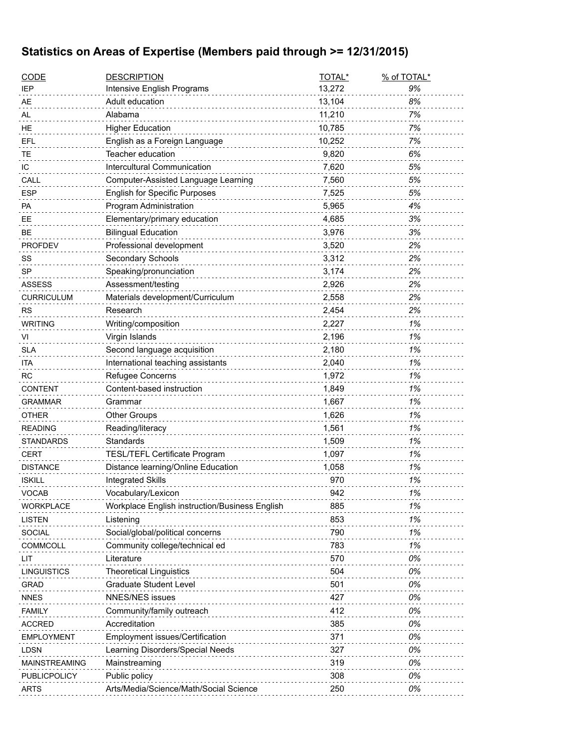## Statistics on Areas of Expertise (Members paid through >= 12/31/2015)

| CODE | DESCRIPTION | TOTAL* | % of TOTAL* |
|---|---|---|---|
| IEP | Intensive English Programs | 13,272 | 9% |
| AE | Adult education | 13,104 | 8% |
| AL | Alabama | 11,210 | 7% |
| HE | Higher Education | 10,785 | 7% |
| EFL | English as a Foreign Language | 10,252 | 7% |
| TE | Teacher education | 9,820 | 6% |
| IC | Intercultural Communication | 7,620 | 5% |
| CALL | Computer-Assisted Language Learning | 7,560 | 5% |
| ESP | English for Specific Purposes | 7,525 | 5% |
| PA | Program Administration | 5,965 | 4% |
| EE | Elementary/primary education | 4,685 | 3% |
| BE | Bilingual Education | 3,976 | 3% |
| PROFDEV | Professional development | 3,520 | 2% |
| SS | Secondary Schools | 3,312 | 2% |
| SP | Speaking/pronunciation | 3,174 | 2% |
| ASSESS | Assessment/testing | 2,926 | 2% |
| CURRICULUM | Materials development/Curriculum | 2,558 | 2% |
| RS | Research | 2,454 | 2% |
| WRITING | Writing/composition | 2,227 | 1% |
| VI | Virgin Islands | 2,196 | 1% |
| SLA | Second language acquisition | 2,180 | 1% |
| ITA | International teaching assistants | 2,040 | 1% |
| RC | Refugee Concerns | 1,972 | 1% |
| CONTENT | Content-based instruction | 1,849 | 1% |
| GRAMMAR | Grammar | 1,667 | 1% |
| OTHER | Other Groups | 1,626 | 1% |
| READING | Reading/literacy | 1,561 | 1% |
| STANDARDS | Standards | 1,509 | 1% |
| CERT | TESL/TEFL Certificate Program | 1,097 | 1% |
| DISTANCE | Distance learning/Online Education | 1,058 | 1% |
| ISKILL | Integrated Skills | 970 | 1% |
| VOCAB | Vocabulary/Lexicon | 942 | 1% |
| WORKPLACE | Workplace English instruction/Business English | 885 | 1% |
| LISTEN | Listening | 853 | 1% |
| SOCIAL | Social/global/political concerns | 790 | 1% |
| COMMCOLL | Community college/technical ed | 783 | 1% |
| LIT | Literature | 570 | 0% |
| LINGUISTICS | Theoretical Linguistics | 504 | 0% |
| GRAD | Graduate Student Level | 501 | 0% |
| NNES | NNES/NES issues | 427 | 0% |
| FAMILY | Community/family outreach | 412 | 0% |
| ACCRED | Accreditation | 385 | 0% |
| EMPLOYMENT | Employment issues/Certification | 371 | 0% |
| LDSN | Learning Disorders/Special Needs | 327 | 0% |
| MAINSTREAMING | Mainstreaming | 319 | 0% |
| PUBLICPOLICY | Public policy | 308 | 0% |
| ARTS | Arts/Media/Science/Math/Social Science | 250 | 0% |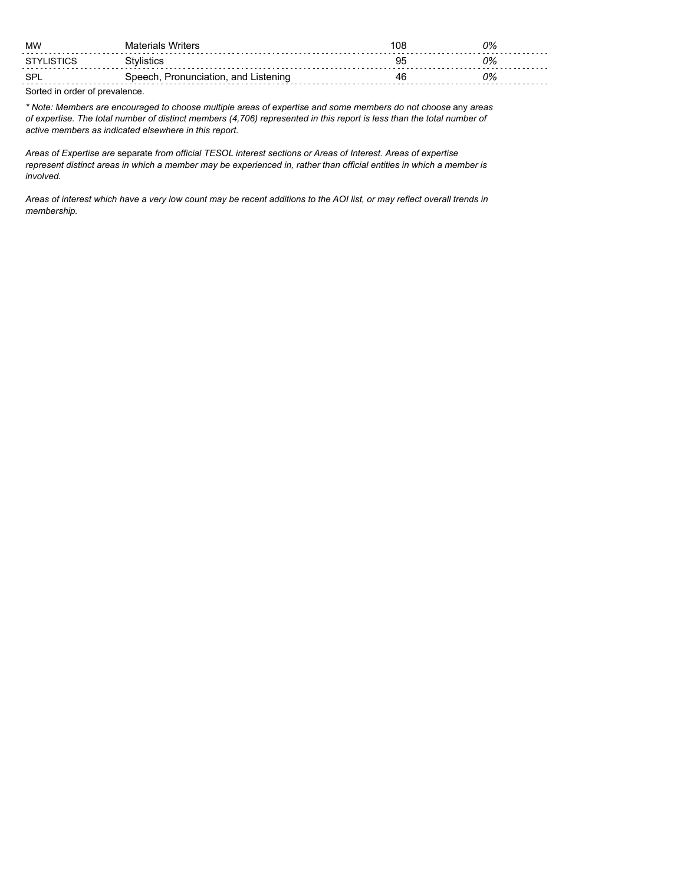| | | | |
|---|---|---|---|
| MW | Materials Writers | 108 | *0%* |
| STYLISTICS | Stylistics | 95 | *0%* |
| SPL | Speech, Pronunciation, and Listening | 46 | *0%* |

Sorted in order of prevalence.

*\* Note: Members are encouraged to choose multiple areas of expertise and some members do not choose* any *areas of expertise. The total number of distinct members (4,706) represented in this report is less than the total number of active members as indicated elsewhere in this report.*

*Areas of Expertise are* separate *from official TESOL interest sections or Areas of Interest. Areas of expertise represent distinct areas in which a member may be experienced in, rather than official entities in which a member is involved.*

*Areas of interest which have a very low count may be recent additions to the AOI list, or may reflect overall trends in membership.*